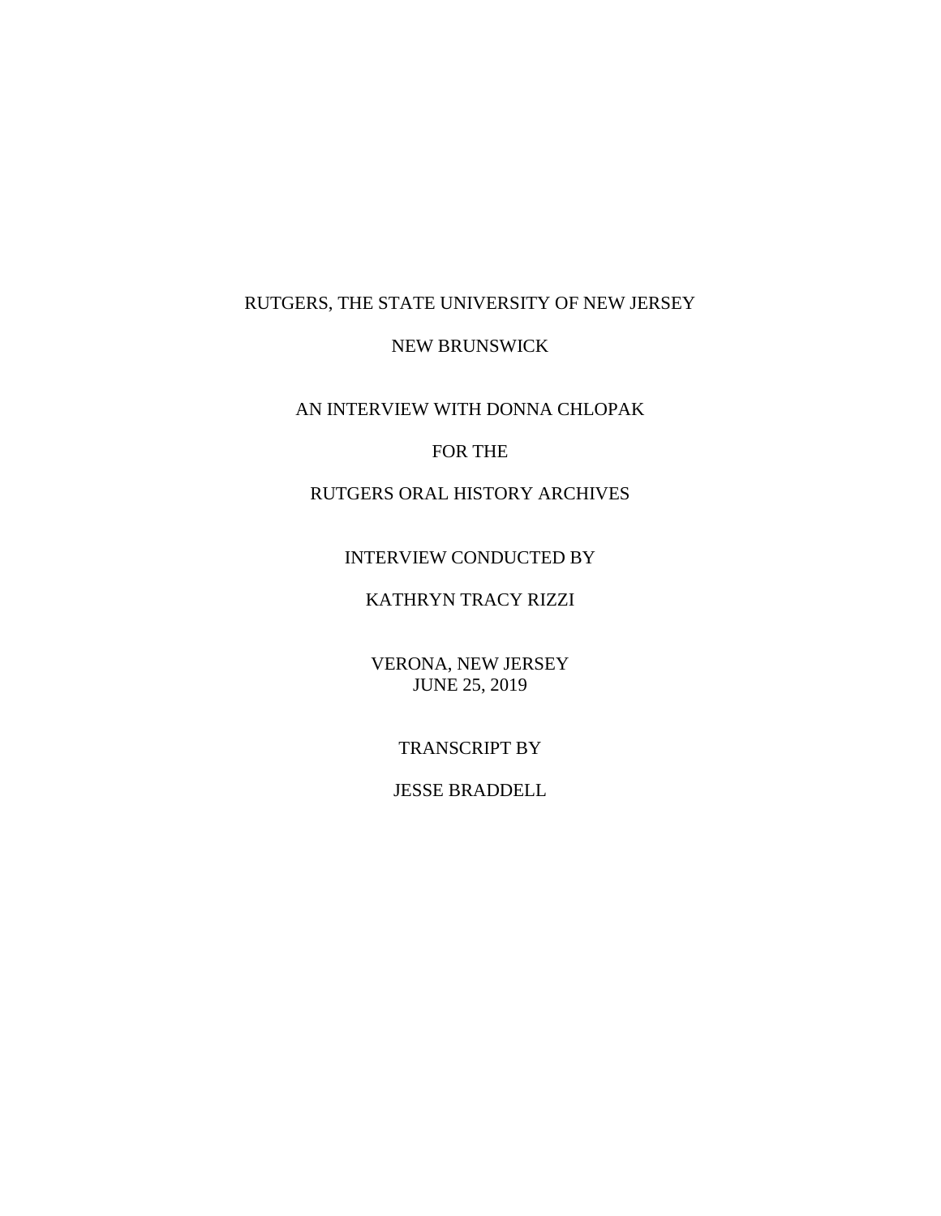RUTGERS, THE STATE UNIVERSITY OF NEW JERSEY

NEW BRUNSWICK

AN INTERVIEW WITH DONNA CHLOPAK

FOR THE

RUTGERS ORAL HISTORY ARCHIVES

INTERVIEW CONDUCTED BY

KATHRYN TRACY RIZZI

VERONA, NEW JERSEY
JUNE 25, 2019

TRANSCRIPT BY

JESSE BRADDELL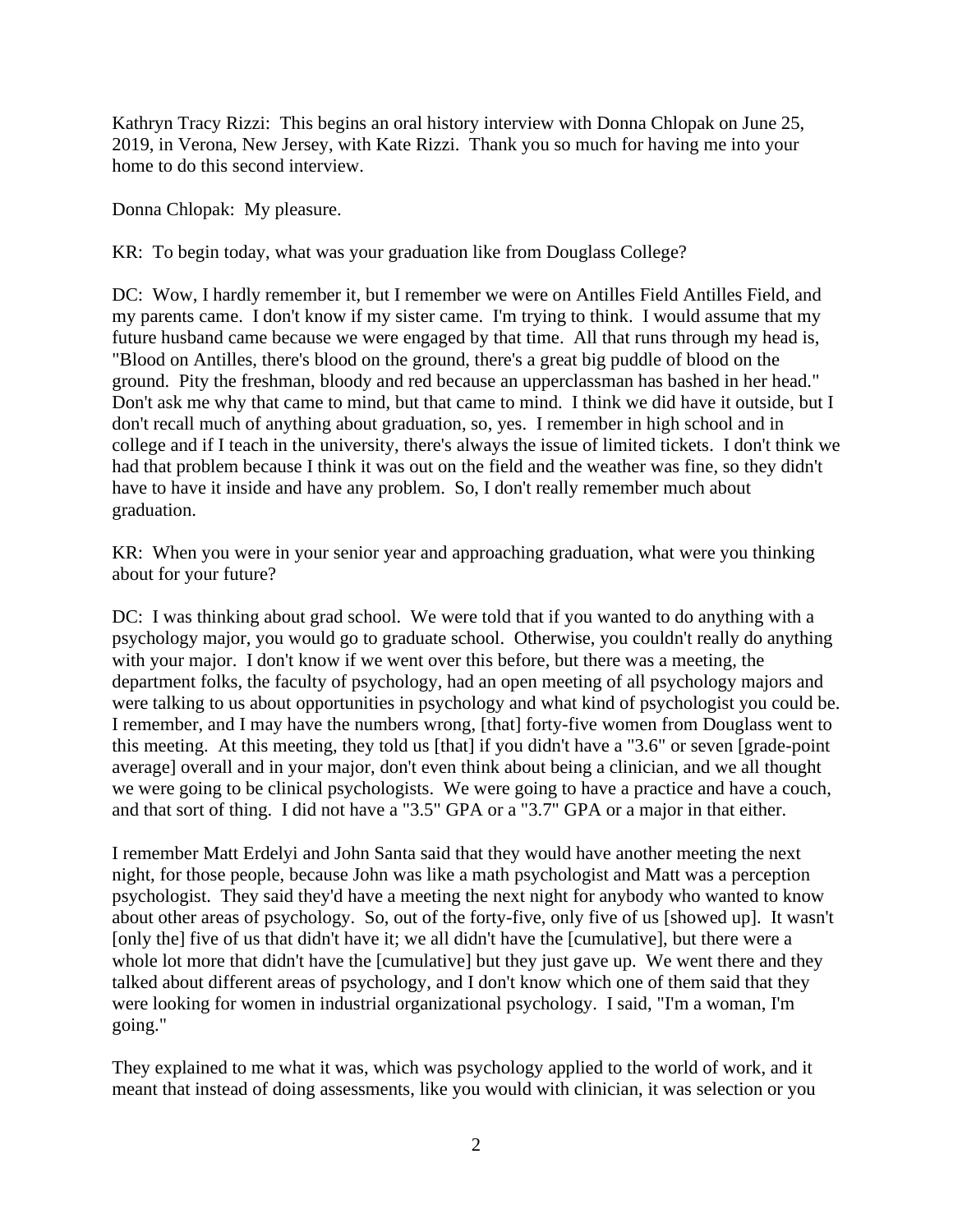Kathryn Tracy Rizzi: This begins an oral history interview with Donna Chlopak on June 25, 2019, in Verona, New Jersey, with Kate Rizzi. Thank you so much for having me into your home to do this second interview.

Donna Chlopak: My pleasure.

KR: To begin today, what was your graduation like from Douglass College?

DC: Wow, I hardly remember it, but I remember we were on Antilles Field Antilles Field, and my parents came. I don't know if my sister came. I'm trying to think. I would assume that my future husband came because we were engaged by that time. All that runs through my head is, "Blood on Antilles, there's blood on the ground, there's a great big puddle of blood on the ground. Pity the freshman, bloody and red because an upperclassman has bashed in her head." Don't ask me why that came to mind, but that came to mind. I think we did have it outside, but I don't recall much of anything about graduation, so, yes. I remember in high school and in college and if I teach in the university, there's always the issue of limited tickets. I don't think we had that problem because I think it was out on the field and the weather was fine, so they didn't have to have it inside and have any problem. So, I don't really remember much about graduation.

KR: When you were in your senior year and approaching graduation, what were you thinking about for your future?

DC: I was thinking about grad school. We were told that if you wanted to do anything with a psychology major, you would go to graduate school. Otherwise, you couldn't really do anything with your major. I don't know if we went over this before, but there was a meeting, the department folks, the faculty of psychology, had an open meeting of all psychology majors and were talking to us about opportunities in psychology and what kind of psychologist you could be. I remember, and I may have the numbers wrong, [that] forty-five women from Douglass went to this meeting. At this meeting, they told us [that] if you didn't have a "3.6" or seven [grade-point average] overall and in your major, don't even think about being a clinician, and we all thought we were going to be clinical psychologists. We were going to have a practice and have a couch, and that sort of thing. I did not have a "3.5" GPA or a "3.7" GPA or a major in that either.

I remember Matt Erdelyi and John Santa said that they would have another meeting the next night, for those people, because John was like a math psychologist and Matt was a perception psychologist. They said they'd have a meeting the next night for anybody who wanted to know about other areas of psychology. So, out of the forty-five, only five of us [showed up]. It wasn't [only the] five of us that didn't have it; we all didn't have the [cumulative], but there were a whole lot more that didn't have the [cumulative] but they just gave up. We went there and they talked about different areas of psychology, and I don't know which one of them said that they were looking for women in industrial organizational psychology. I said, "I'm a woman, I'm going."

They explained to me what it was, which was psychology applied to the world of work, and it meant that instead of doing assessments, like you would with clinician, it was selection or you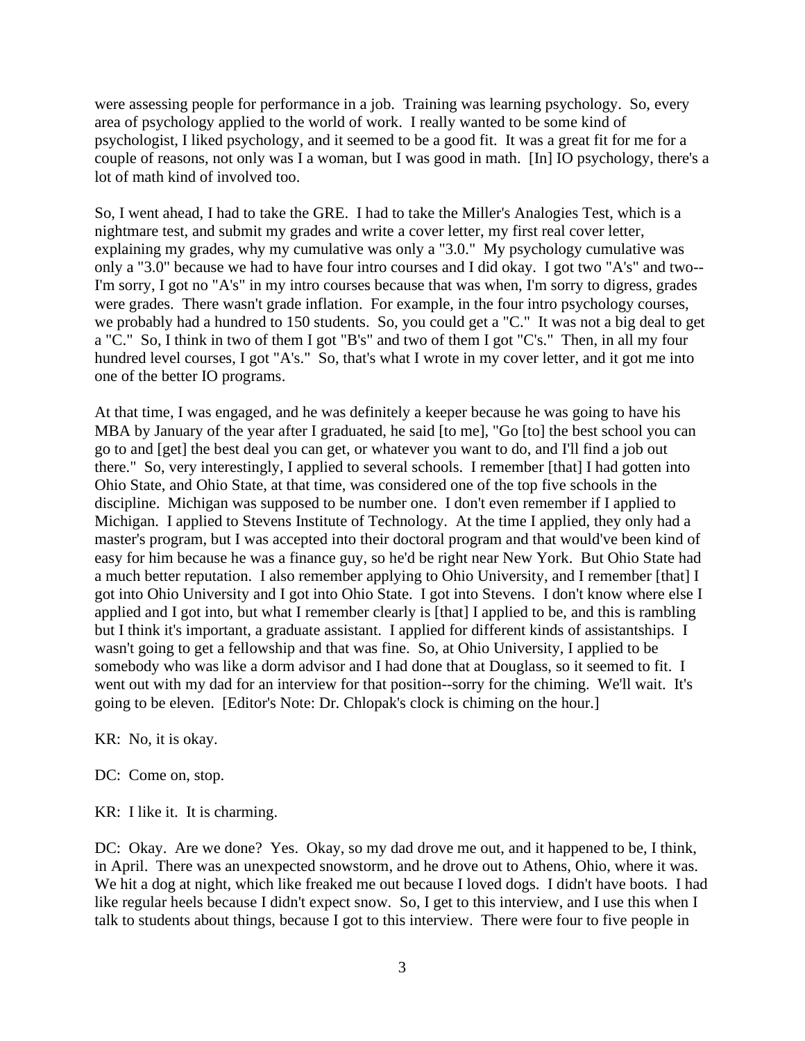were assessing people for performance in a job. Training was learning psychology. So, every area of psychology applied to the world of work. I really wanted to be some kind of psychologist, I liked psychology, and it seemed to be a good fit. It was a great fit for me for a couple of reasons, not only was I a woman, but I was good in math. [In] IO psychology, there's a lot of math kind of involved too.

So, I went ahead, I had to take the GRE. I had to take the Miller's Analogies Test, which is a nightmare test, and submit my grades and write a cover letter, my first real cover letter, explaining my grades, why my cumulative was only a "3.0." My psychology cumulative was only a "3.0" because we had to have four intro courses and I did okay. I got two "A's" and two--I'm sorry, I got no "A's" in my intro courses because that was when, I'm sorry to digress, grades were grades. There wasn't grade inflation. For example, in the four intro psychology courses, we probably had a hundred to 150 students. So, you could get a "C." It was not a big deal to get a "C." So, I think in two of them I got "B's" and two of them I got "C's." Then, in all my four hundred level courses, I got "A's." So, that's what I wrote in my cover letter, and it got me into one of the better IO programs.

At that time, I was engaged, and he was definitely a keeper because he was going to have his MBA by January of the year after I graduated, he said [to me], "Go [to] the best school you can go to and [get] the best deal you can get, or whatever you want to do, and I'll find a job out there." So, very interestingly, I applied to several schools. I remember [that] I had gotten into Ohio State, and Ohio State, at that time, was considered one of the top five schools in the discipline. Michigan was supposed to be number one. I don't even remember if I applied to Michigan. I applied to Stevens Institute of Technology. At the time I applied, they only had a master's program, but I was accepted into their doctoral program and that would've been kind of easy for him because he was a finance guy, so he'd be right near New York. But Ohio State had a much better reputation. I also remember applying to Ohio University, and I remember [that] I got into Ohio University and I got into Ohio State. I got into Stevens. I don't know where else I applied and I got into, but what I remember clearly is [that] I applied to be, and this is rambling but I think it's important, a graduate assistant. I applied for different kinds of assistantships. I wasn't going to get a fellowship and that was fine. So, at Ohio University, I applied to be somebody who was like a dorm advisor and I had done that at Douglass, so it seemed to fit. I went out with my dad for an interview for that position--sorry for the chiming. We'll wait. It's going to be eleven. [Editor's Note: Dr. Chlopak's clock is chiming on the hour.]

KR: No, it is okay.

DC: Come on, stop.

KR: I like it. It is charming.

DC: Okay. Are we done? Yes. Okay, so my dad drove me out, and it happened to be, I think, in April. There was an unexpected snowstorm, and he drove out to Athens, Ohio, where it was. We hit a dog at night, which like freaked me out because I loved dogs. I didn't have boots. I had like regular heels because I didn't expect snow. So, I get to this interview, and I use this when I talk to students about things, because I got to this interview. There were four to five people in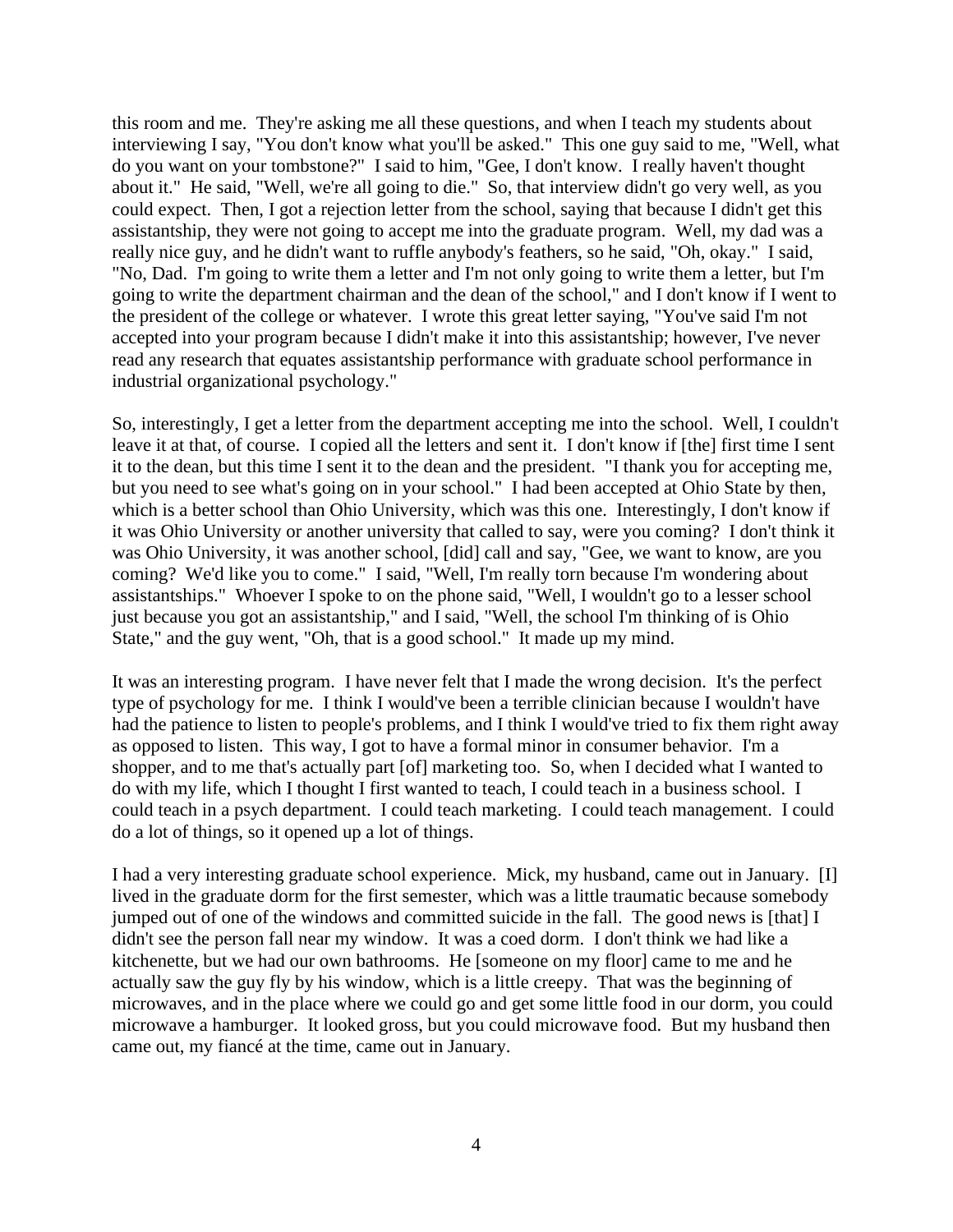this room and me. They're asking me all these questions, and when I teach my students about interviewing I say, "You don't know what you'll be asked." This one guy said to me, "Well, what do you want on your tombstone?" I said to him, "Gee, I don't know. I really haven't thought about it." He said, "Well, we're all going to die." So, that interview didn't go very well, as you could expect. Then, I got a rejection letter from the school, saying that because I didn't get this assistantship, they were not going to accept me into the graduate program. Well, my dad was a really nice guy, and he didn't want to ruffle anybody's feathers, so he said, "Oh, okay." I said, "No, Dad. I'm going to write them a letter and I'm not only going to write them a letter, but I'm going to write the department chairman and the dean of the school," and I don't know if I went to the president of the college or whatever. I wrote this great letter saying, "You've said I'm not accepted into your program because I didn't make it into this assistantship; however, I've never read any research that equates assistantship performance with graduate school performance in industrial organizational psychology."

So, interestingly, I get a letter from the department accepting me into the school. Well, I couldn't leave it at that, of course. I copied all the letters and sent it. I don't know if [the] first time I sent it to the dean, but this time I sent it to the dean and the president. "I thank you for accepting me, but you need to see what's going on in your school." I had been accepted at Ohio State by then, which is a better school than Ohio University, which was this one. Interestingly, I don't know if it was Ohio University or another university that called to say, were you coming? I don't think it was Ohio University, it was another school, [did] call and say, "Gee, we want to know, are you coming? We'd like you to come." I said, "Well, I'm really torn because I'm wondering about assistantships." Whoever I spoke to on the phone said, "Well, I wouldn't go to a lesser school just because you got an assistantship," and I said, "Well, the school I'm thinking of is Ohio State," and the guy went, "Oh, that is a good school." It made up my mind.

It was an interesting program. I have never felt that I made the wrong decision. It's the perfect type of psychology for me. I think I would've been a terrible clinician because I wouldn't have had the patience to listen to people's problems, and I think I would've tried to fix them right away as opposed to listen. This way, I got to have a formal minor in consumer behavior. I'm a shopper, and to me that's actually part [of] marketing too. So, when I decided what I wanted to do with my life, which I thought I first wanted to teach, I could teach in a business school. I could teach in a psych department. I could teach marketing. I could teach management. I could do a lot of things, so it opened up a lot of things.

I had a very interesting graduate school experience. Mick, my husband, came out in January. [I] lived in the graduate dorm for the first semester, which was a little traumatic because somebody jumped out of one of the windows and committed suicide in the fall. The good news is [that] I didn't see the person fall near my window. It was a coed dorm. I don't think we had like a kitchenette, but we had our own bathrooms. He [someone on my floor] came to me and he actually saw the guy fly by his window, which is a little creepy. That was the beginning of microwaves, and in the place where we could go and get some little food in our dorm, you could microwave a hamburger. It looked gross, but you could microwave food. But my husband then came out, my fiancé at the time, came out in January.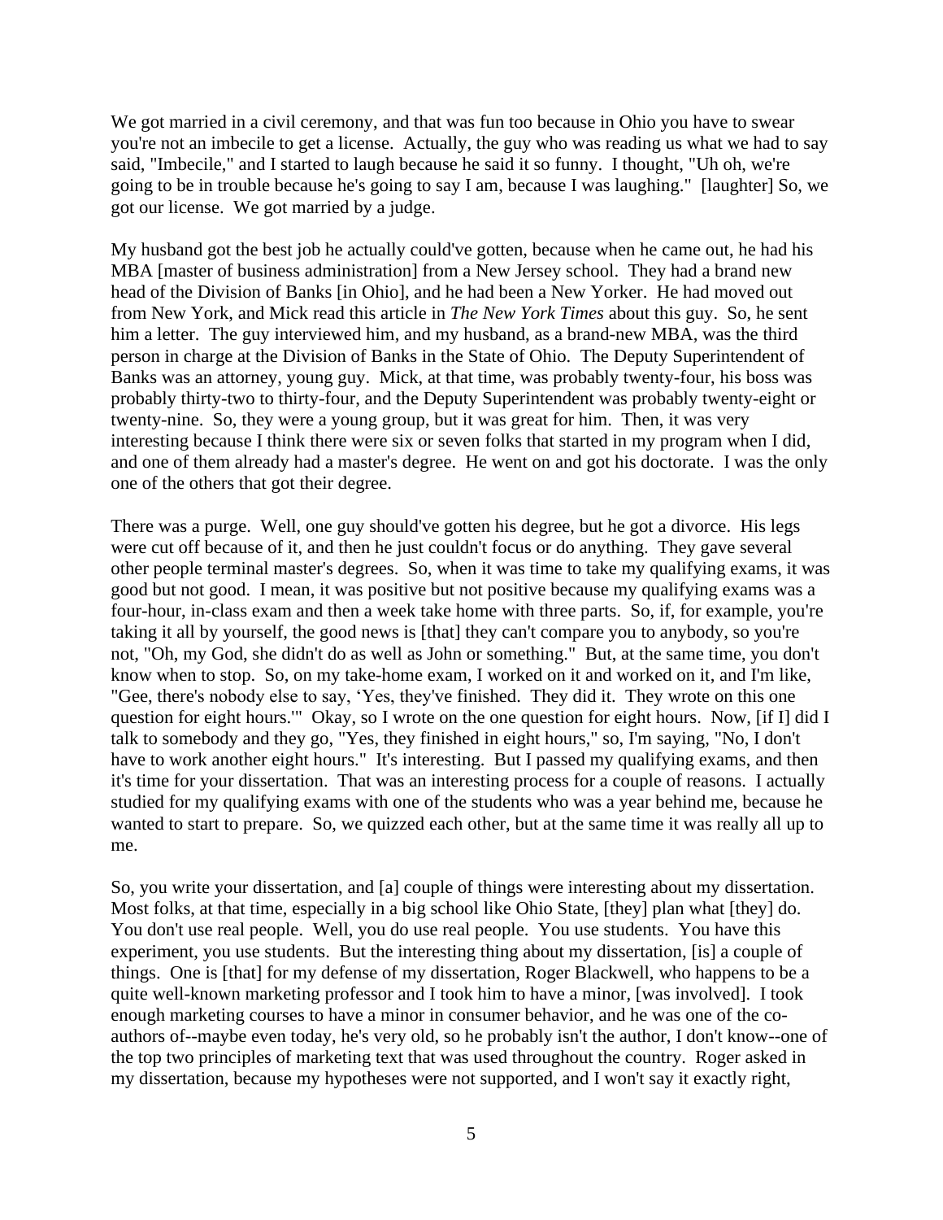We got married in a civil ceremony, and that was fun too because in Ohio you have to swear you're not an imbecile to get a license. Actually, the guy who was reading us what we had to say said, "Imbecile," and I started to laugh because he said it so funny. I thought, "Uh oh, we're going to be in trouble because he's going to say I am, because I was laughing." [laughter] So, we got our license. We got married by a judge.

My husband got the best job he actually could've gotten, because when he came out, he had his MBA [master of business administration] from a New Jersey school. They had a brand new head of the Division of Banks [in Ohio], and he had been a New Yorker. He had moved out from New York, and Mick read this article in *The New York Times* about this guy. So, he sent him a letter. The guy interviewed him, and my husband, as a brand-new MBA, was the third person in charge at the Division of Banks in the State of Ohio. The Deputy Superintendent of Banks was an attorney, young guy. Mick, at that time, was probably twenty-four, his boss was probably thirty-two to thirty-four, and the Deputy Superintendent was probably twenty-eight or twenty-nine. So, they were a young group, but it was great for him. Then, it was very interesting because I think there were six or seven folks that started in my program when I did, and one of them already had a master's degree. He went on and got his doctorate. I was the only one of the others that got their degree.

There was a purge. Well, one guy should've gotten his degree, but he got a divorce. His legs were cut off because of it, and then he just couldn't focus or do anything. They gave several other people terminal master's degrees. So, when it was time to take my qualifying exams, it was good but not good. I mean, it was positive but not positive because my qualifying exams was a four-hour, in-class exam and then a week take home with three parts. So, if, for example, you're taking it all by yourself, the good news is [that] they can't compare you to anybody, so you're not, "Oh, my God, she didn't do as well as John or something." But, at the same time, you don't know when to stop. So, on my take-home exam, I worked on it and worked on it, and I'm like, "Gee, there's nobody else to say, 'Yes, they've finished. They did it. They wrote on this one question for eight hours.'" Okay, so I wrote on the one question for eight hours. Now, [if I] did I talk to somebody and they go, "Yes, they finished in eight hours," so, I'm saying, "No, I don't have to work another eight hours." It's interesting. But I passed my qualifying exams, and then it's time for your dissertation. That was an interesting process for a couple of reasons. I actually studied for my qualifying exams with one of the students who was a year behind me, because he wanted to start to prepare. So, we quizzed each other, but at the same time it was really all up to me.

So, you write your dissertation, and [a] couple of things were interesting about my dissertation. Most folks, at that time, especially in a big school like Ohio State, [they] plan what [they] do. You don't use real people. Well, you do use real people. You use students. You have this experiment, you use students. But the interesting thing about my dissertation, [is] a couple of things. One is [that] for my defense of my dissertation, Roger Blackwell, who happens to be a quite well-known marketing professor and I took him to have a minor, [was involved]. I took enough marketing courses to have a minor in consumer behavior, and he was one of the co-authors of--maybe even today, he's very old, so he probably isn't the author, I don't know--one of the top two principles of marketing text that was used throughout the country. Roger asked in my dissertation, because my hypotheses were not supported, and I won't say it exactly right,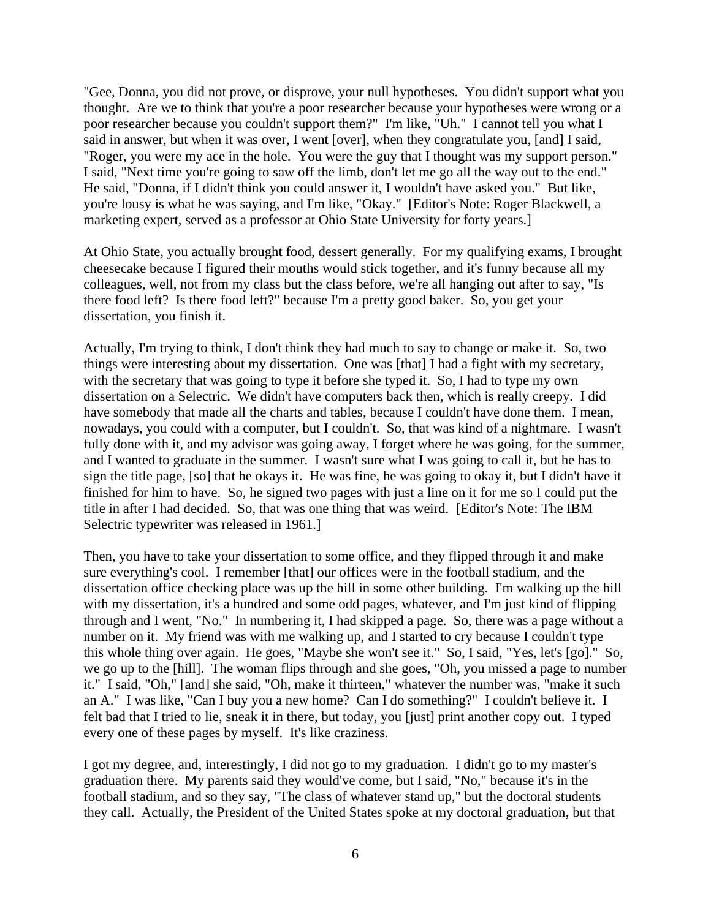"Gee, Donna, you did not prove, or disprove, your null hypotheses. You didn't support what you thought. Are we to think that you're a poor researcher because your hypotheses were wrong or a poor researcher because you couldn't support them?" I'm like, "Uh." I cannot tell you what I said in answer, but when it was over, I went [over], when they congratulate you, [and] I said, "Roger, you were my ace in the hole. You were the guy that I thought was my support person." I said, "Next time you're going to saw off the limb, don't let me go all the way out to the end." He said, "Donna, if I didn't think you could answer it, I wouldn't have asked you." But like, you're lousy is what he was saying, and I'm like, "Okay." [Editor's Note: Roger Blackwell, a marketing expert, served as a professor at Ohio State University for forty years.]

At Ohio State, you actually brought food, dessert generally. For my qualifying exams, I brought cheesecake because I figured their mouths would stick together, and it's funny because all my colleagues, well, not from my class but the class before, we're all hanging out after to say, "Is there food left? Is there food left?" because I'm a pretty good baker. So, you get your dissertation, you finish it.

Actually, I'm trying to think, I don't think they had much to say to change or make it. So, two things were interesting about my dissertation. One was [that] I had a fight with my secretary, with the secretary that was going to type it before she typed it. So, I had to type my own dissertation on a Selectric. We didn't have computers back then, which is really creepy. I did have somebody that made all the charts and tables, because I couldn't have done them. I mean, nowadays, you could with a computer, but I couldn't. So, that was kind of a nightmare. I wasn't fully done with it, and my advisor was going away, I forget where he was going, for the summer, and I wanted to graduate in the summer. I wasn't sure what I was going to call it, but he has to sign the title page, [so] that he okays it. He was fine, he was going to okay it, but I didn't have it finished for him to have. So, he signed two pages with just a line on it for me so I could put the title in after I had decided. So, that was one thing that was weird. [Editor's Note: The IBM Selectric typewriter was released in 1961.]

Then, you have to take your dissertation to some office, and they flipped through it and make sure everything's cool. I remember [that] our offices were in the football stadium, and the dissertation office checking place was up the hill in some other building. I'm walking up the hill with my dissertation, it's a hundred and some odd pages, whatever, and I'm just kind of flipping through and I went, "No." In numbering it, I had skipped a page. So, there was a page without a number on it. My friend was with me walking up, and I started to cry because I couldn't type this whole thing over again. He goes, "Maybe she won't see it." So, I said, "Yes, let's [go]." So, we go up to the [hill]. The woman flips through and she goes, "Oh, you missed a page to number it." I said, "Oh," [and] she said, "Oh, make it thirteen," whatever the number was, "make it such an A." I was like, "Can I buy you a new home? Can I do something?" I couldn't believe it. I felt bad that I tried to lie, sneak it in there, but today, you [just] print another copy out. I typed every one of these pages by myself. It's like craziness.

I got my degree, and, interestingly, I did not go to my graduation. I didn't go to my master's graduation there. My parents said they would've come, but I said, "No," because it's in the football stadium, and so they say, "The class of whatever stand up," but the doctoral students they call. Actually, the President of the United States spoke at my doctoral graduation, but that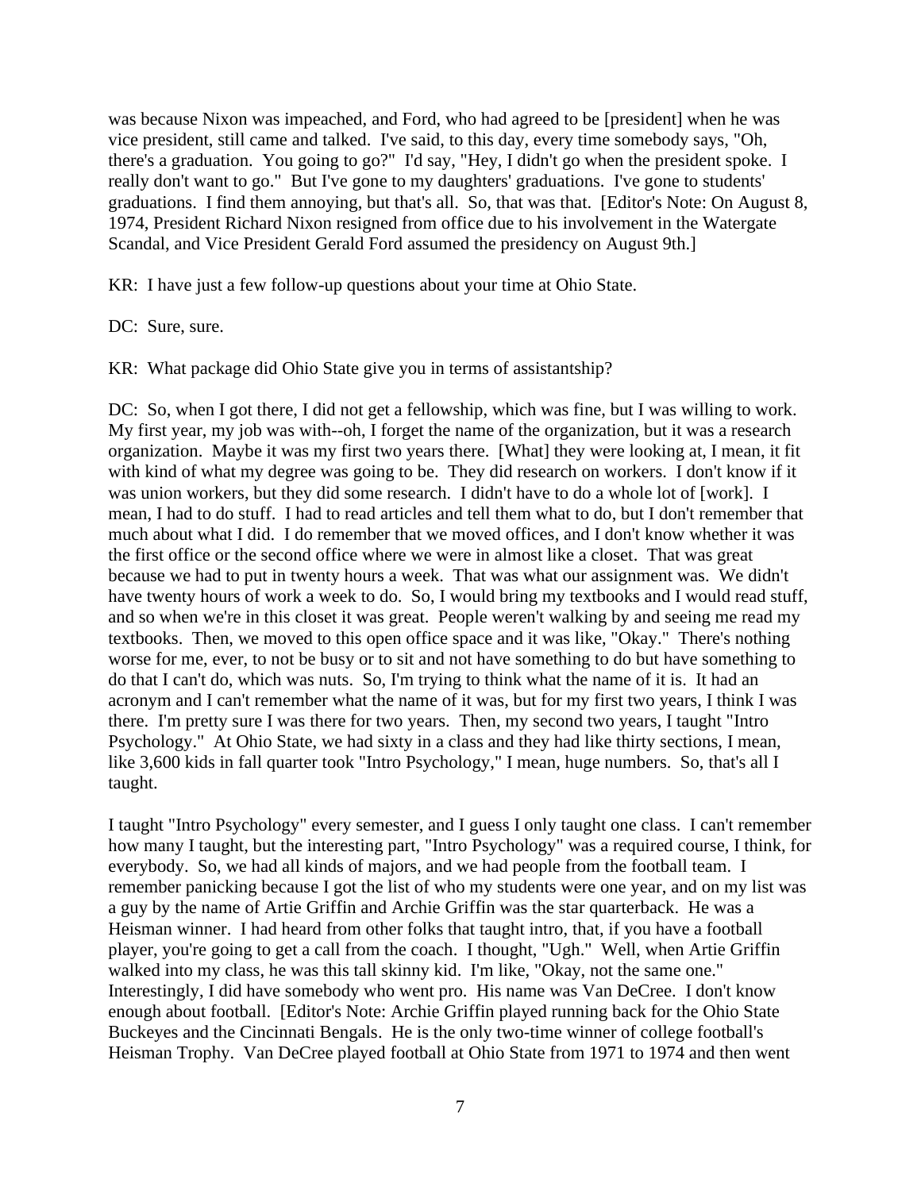was because Nixon was impeached, and Ford, who had agreed to be [president] when he was vice president, still came and talked. I've said, to this day, every time somebody says, "Oh, there's a graduation. You going to go?" I'd say, "Hey, I didn't go when the president spoke. I really don't want to go." But I've gone to my daughters' graduations. I've gone to students' graduations. I find them annoying, but that's all. So, that was that. [Editor's Note: On August 8, 1974, President Richard Nixon resigned from office due to his involvement in the Watergate Scandal, and Vice President Gerald Ford assumed the presidency on August 9th.]

KR: I have just a few follow-up questions about your time at Ohio State.

DC: Sure, sure.

KR: What package did Ohio State give you in terms of assistantship?

DC: So, when I got there, I did not get a fellowship, which was fine, but I was willing to work. My first year, my job was with--oh, I forget the name of the organization, but it was a research organization. Maybe it was my first two years there. [What] they were looking at, I mean, it fit with kind of what my degree was going to be. They did research on workers. I don't know if it was union workers, but they did some research. I didn't have to do a whole lot of [work]. I mean, I had to do stuff. I had to read articles and tell them what to do, but I don't remember that much about what I did. I do remember that we moved offices, and I don't know whether it was the first office or the second office where we were in almost like a closet. That was great because we had to put in twenty hours a week. That was what our assignment was. We didn't have twenty hours of work a week to do. So, I would bring my textbooks and I would read stuff, and so when we're in this closet it was great. People weren't walking by and seeing me read my textbooks. Then, we moved to this open office space and it was like, "Okay." There's nothing worse for me, ever, to not be busy or to sit and not have something to do but have something to do that I can't do, which was nuts. So, I'm trying to think what the name of it is. It had an acronym and I can't remember what the name of it was, but for my first two years, I think I was there. I'm pretty sure I was there for two years. Then, my second two years, I taught "Intro Psychology." At Ohio State, we had sixty in a class and they had like thirty sections, I mean, like 3,600 kids in fall quarter took "Intro Psychology," I mean, huge numbers. So, that's all I taught.

I taught "Intro Psychology" every semester, and I guess I only taught one class. I can't remember how many I taught, but the interesting part, "Intro Psychology" was a required course, I think, for everybody. So, we had all kinds of majors, and we had people from the football team. I remember panicking because I got the list of who my students were one year, and on my list was a guy by the name of Artie Griffin and Archie Griffin was the star quarterback. He was a Heisman winner. I had heard from other folks that taught intro, that, if you have a football player, you're going to get a call from the coach. I thought, "Ugh." Well, when Artie Griffin walked into my class, he was this tall skinny kid. I'm like, "Okay, not the same one." Interestingly, I did have somebody who went pro. His name was Van DeCree. I don't know enough about football. [Editor's Note: Archie Griffin played running back for the Ohio State Buckeyes and the Cincinnati Bengals. He is the only two-time winner of college football's Heisman Trophy. Van DeCree played football at Ohio State from 1971 to 1974 and then went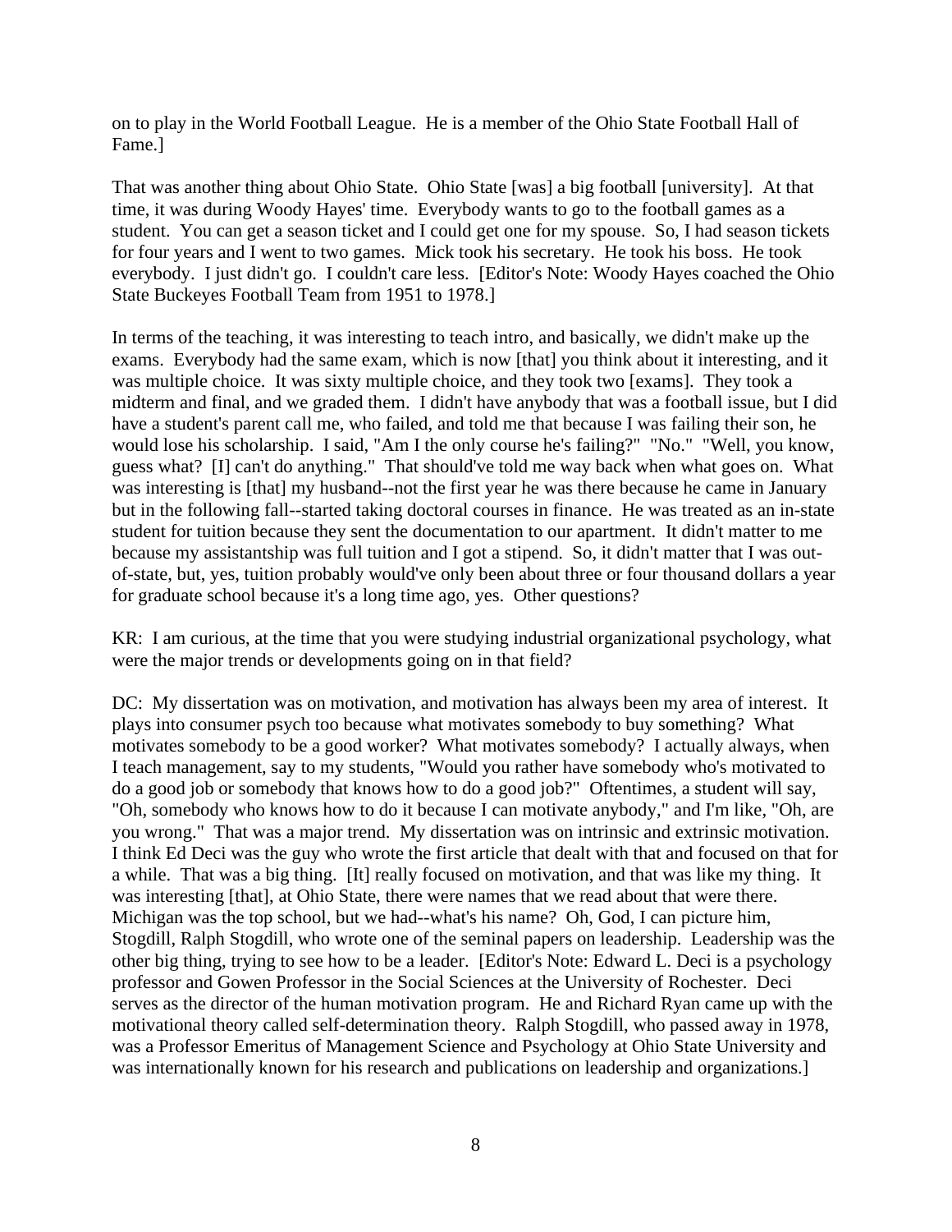on to play in the World Football League. He is a member of the Ohio State Football Hall of Fame.]

That was another thing about Ohio State. Ohio State [was] a big football [university]. At that time, it was during Woody Hayes' time. Everybody wants to go to the football games as a student. You can get a season ticket and I could get one for my spouse. So, I had season tickets for four years and I went to two games. Mick took his secretary. He took his boss. He took everybody. I just didn't go. I couldn't care less. [Editor's Note: Woody Hayes coached the Ohio State Buckeyes Football Team from 1951 to 1978.]

In terms of the teaching, it was interesting to teach intro, and basically, we didn't make up the exams. Everybody had the same exam, which is now [that] you think about it interesting, and it was multiple choice. It was sixty multiple choice, and they took two [exams]. They took a midterm and final, and we graded them. I didn't have anybody that was a football issue, but I did have a student's parent call me, who failed, and told me that because I was failing their son, he would lose his scholarship. I said, "Am I the only course he's failing?" "No." "Well, you know, guess what? [I] can't do anything." That should've told me way back when what goes on. What was interesting is [that] my husband--not the first year he was there because he came in January but in the following fall--started taking doctoral courses in finance. He was treated as an in-state student for tuition because they sent the documentation to our apartment. It didn't matter to me because my assistantship was full tuition and I got a stipend. So, it didn't matter that I was out-of-state, but, yes, tuition probably would've only been about three or four thousand dollars a year for graduate school because it's a long time ago, yes. Other questions?

KR: I am curious, at the time that you were studying industrial organizational psychology, what were the major trends or developments going on in that field?

DC: My dissertation was on motivation, and motivation has always been my area of interest. It plays into consumer psych too because what motivates somebody to buy something? What motivates somebody to be a good worker? What motivates somebody? I actually always, when I teach management, say to my students, "Would you rather have somebody who's motivated to do a good job or somebody that knows how to do a good job?" Oftentimes, a student will say, "Oh, somebody who knows how to do it because I can motivate anybody," and I'm like, "Oh, are you wrong." That was a major trend. My dissertation was on intrinsic and extrinsic motivation. I think Ed Deci was the guy who wrote the first article that dealt with that and focused on that for a while. That was a big thing. [It] really focused on motivation, and that was like my thing. It was interesting [that], at Ohio State, there were names that we read about that were there. Michigan was the top school, but we had--what's his name? Oh, God, I can picture him, Stogdill, Ralph Stogdill, who wrote one of the seminal papers on leadership. Leadership was the other big thing, trying to see how to be a leader. [Editor's Note: Edward L. Deci is a psychology professor and Gowen Professor in the Social Sciences at the University of Rochester. Deci serves as the director of the human motivation program. He and Richard Ryan came up with the motivational theory called self-determination theory. Ralph Stogdill, who passed away in 1978, was a Professor Emeritus of Management Science and Psychology at Ohio State University and was internationally known for his research and publications on leadership and organizations.]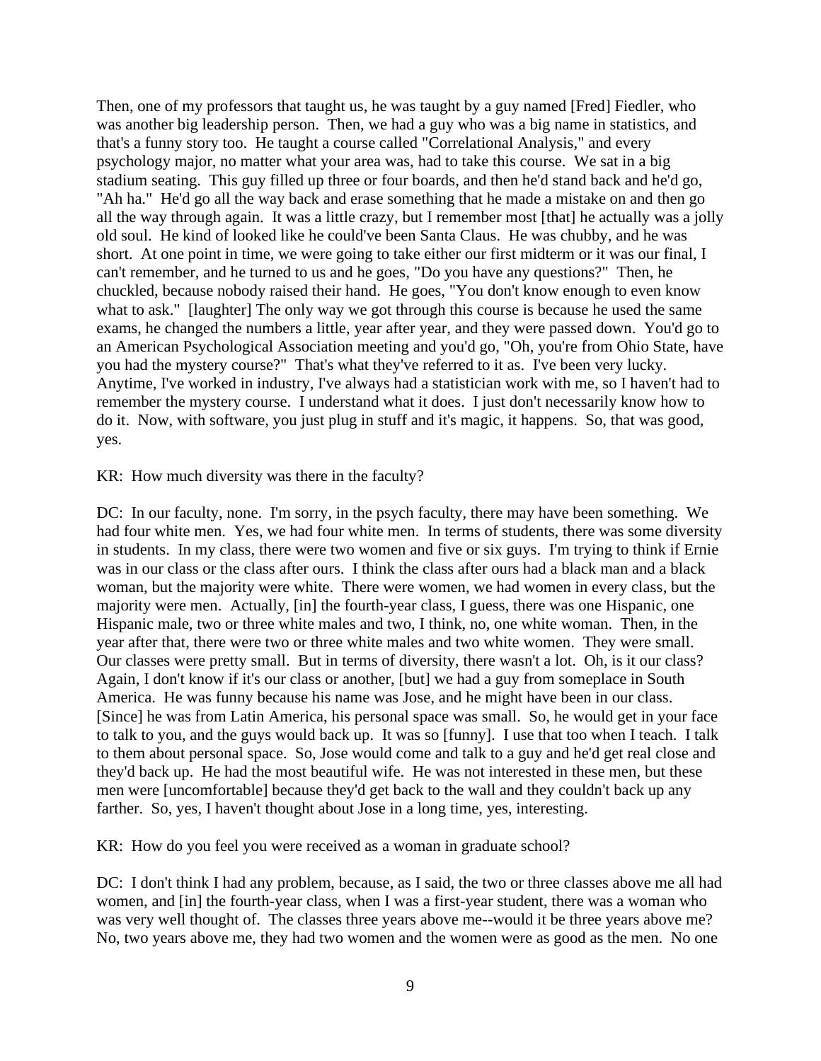Then, one of my professors that taught us, he was taught by a guy named [Fred] Fiedler, who was another big leadership person. Then, we had a guy who was a big name in statistics, and that's a funny story too. He taught a course called "Correlational Analysis," and every psychology major, no matter what your area was, had to take this course. We sat in a big stadium seating. This guy filled up three or four boards, and then he'd stand back and he'd go, "Ah ha." He'd go all the way back and erase something that he made a mistake on and then go all the way through again. It was a little crazy, but I remember most [that] he actually was a jolly old soul. He kind of looked like he could've been Santa Claus. He was chubby, and he was short. At one point in time, we were going to take either our first midterm or it was our final, I can't remember, and he turned to us and he goes, "Do you have any questions?" Then, he chuckled, because nobody raised their hand. He goes, "You don't know enough to even know what to ask." [laughter] The only way we got through this course is because he used the same exams, he changed the numbers a little, year after year, and they were passed down. You'd go to an American Psychological Association meeting and you'd go, "Oh, you're from Ohio State, have you had the mystery course?" That's what they've referred to it as. I've been very lucky. Anytime, I've worked in industry, I've always had a statistician work with me, so I haven't had to remember the mystery course. I understand what it does. I just don't necessarily know how to do it. Now, with software, you just plug in stuff and it's magic, it happens. So, that was good, yes.

KR: How much diversity was there in the faculty?

DC: In our faculty, none. I'm sorry, in the psych faculty, there may have been something. We had four white men. Yes, we had four white men. In terms of students, there was some diversity in students. In my class, there were two women and five or six guys. I'm trying to think if Ernie was in our class or the class after ours. I think the class after ours had a black man and a black woman, but the majority were white. There were women, we had women in every class, but the majority were men. Actually, [in] the fourth-year class, I guess, there was one Hispanic, one Hispanic male, two or three white males and two, I think, no, one white woman. Then, in the year after that, there were two or three white males and two white women. They were small. Our classes were pretty small. But in terms of diversity, there wasn't a lot. Oh, is it our class? Again, I don't know if it's our class or another, [but] we had a guy from someplace in South America. He was funny because his name was Jose, and he might have been in our class. [Since] he was from Latin America, his personal space was small. So, he would get in your face to talk to you, and the guys would back up. It was so [funny]. I use that too when I teach. I talk to them about personal space. So, Jose would come and talk to a guy and he'd get real close and they'd back up. He had the most beautiful wife. He was not interested in these men, but these men were [uncomfortable] because they'd get back to the wall and they couldn't back up any farther. So, yes, I haven't thought about Jose in a long time, yes, interesting.

KR: How do you feel you were received as a woman in graduate school?

DC: I don't think I had any problem, because, as I said, the two or three classes above me all had women, and [in] the fourth-year class, when I was a first-year student, there was a woman who was very well thought of. The classes three years above me--would it be three years above me? No, two years above me, they had two women and the women were as good as the men. No one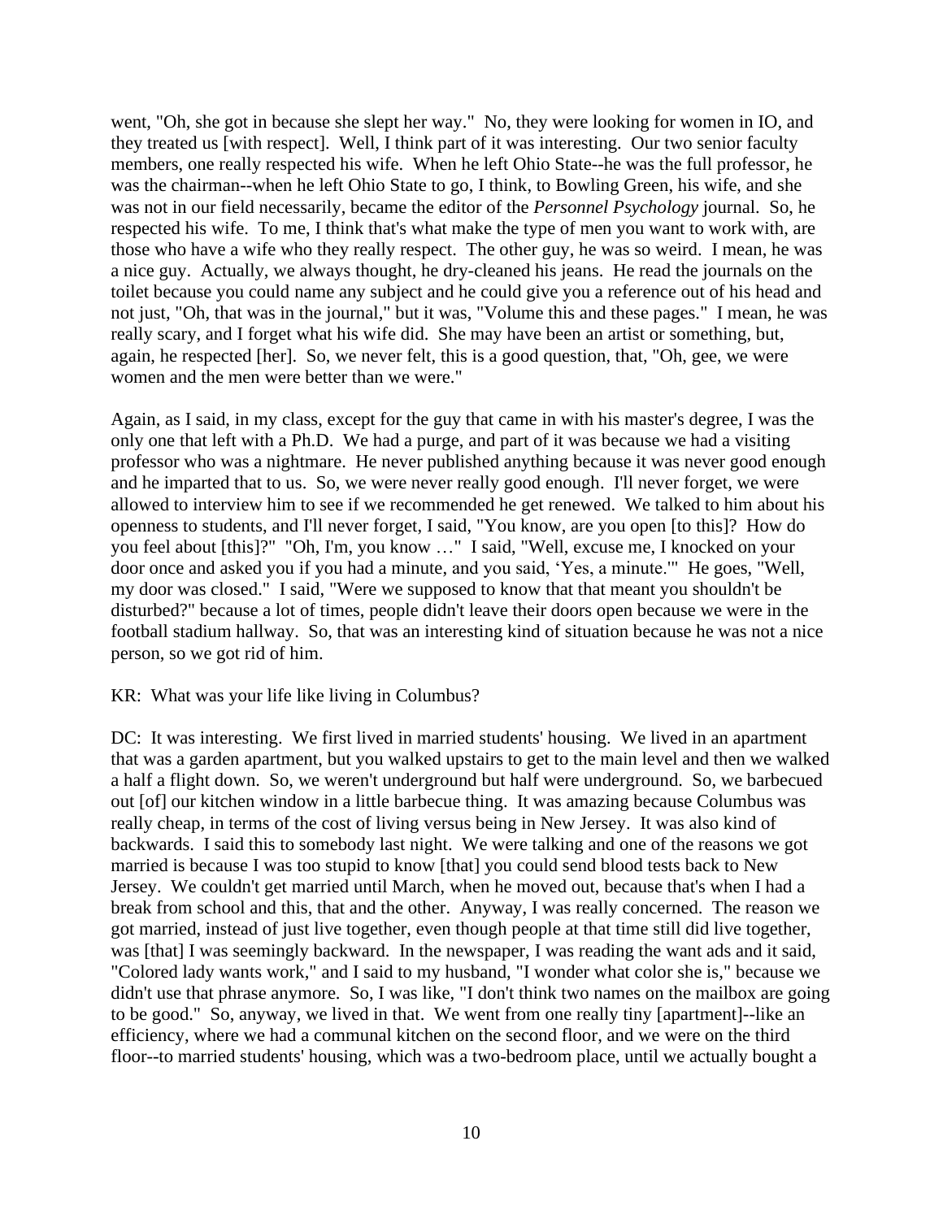went, "Oh, she got in because she slept her way." No, they were looking for women in IO, and they treated us [with respect]. Well, I think part of it was interesting. Our two senior faculty members, one really respected his wife. When he left Ohio State--he was the full professor, he was the chairman--when he left Ohio State to go, I think, to Bowling Green, his wife, and she was not in our field necessarily, became the editor of the *Personnel Psychology* journal. So, he respected his wife. To me, I think that's what make the type of men you want to work with, are those who have a wife who they really respect. The other guy, he was so weird. I mean, he was a nice guy. Actually, we always thought, he dry-cleaned his jeans. He read the journals on the toilet because you could name any subject and he could give you a reference out of his head and not just, "Oh, that was in the journal," but it was, "Volume this and these pages." I mean, he was really scary, and I forget what his wife did. She may have been an artist or something, but, again, he respected [her]. So, we never felt, this is a good question, that, "Oh, gee, we were women and the men were better than we were."

Again, as I said, in my class, except for the guy that came in with his master's degree, I was the only one that left with a Ph.D. We had a purge, and part of it was because we had a visiting professor who was a nightmare. He never published anything because it was never good enough and he imparted that to us. So, we were never really good enough. I'll never forget, we were allowed to interview him to see if we recommended he get renewed. We talked to him about his openness to students, and I'll never forget, I said, "You know, are you open [to this]? How do you feel about [this]?" "Oh, I'm, you know …" I said, "Well, excuse me, I knocked on your door once and asked you if you had a minute, and you said, 'Yes, a minute.'" He goes, "Well, my door was closed." I said, "Were we supposed to know that that meant you shouldn't be disturbed?" because a lot of times, people didn't leave their doors open because we were in the football stadium hallway. So, that was an interesting kind of situation because he was not a nice person, so we got rid of him.

KR: What was your life like living in Columbus?

DC: It was interesting. We first lived in married students' housing. We lived in an apartment that was a garden apartment, but you walked upstairs to get to the main level and then we walked a half a flight down. So, we weren't underground but half were underground. So, we barbecued out [of] our kitchen window in a little barbecue thing. It was amazing because Columbus was really cheap, in terms of the cost of living versus being in New Jersey. It was also kind of backwards. I said this to somebody last night. We were talking and one of the reasons we got married is because I was too stupid to know [that] you could send blood tests back to New Jersey. We couldn't get married until March, when he moved out, because that's when I had a break from school and this, that and the other. Anyway, I was really concerned. The reason we got married, instead of just live together, even though people at that time still did live together, was [that] I was seemingly backward. In the newspaper, I was reading the want ads and it said, "Colored lady wants work," and I said to my husband, "I wonder what color she is," because we didn't use that phrase anymore. So, I was like, "I don't think two names on the mailbox are going to be good." So, anyway, we lived in that. We went from one really tiny [apartment]--like an efficiency, where we had a communal kitchen on the second floor, and we were on the third floor--to married students' housing, which was a two-bedroom place, until we actually bought a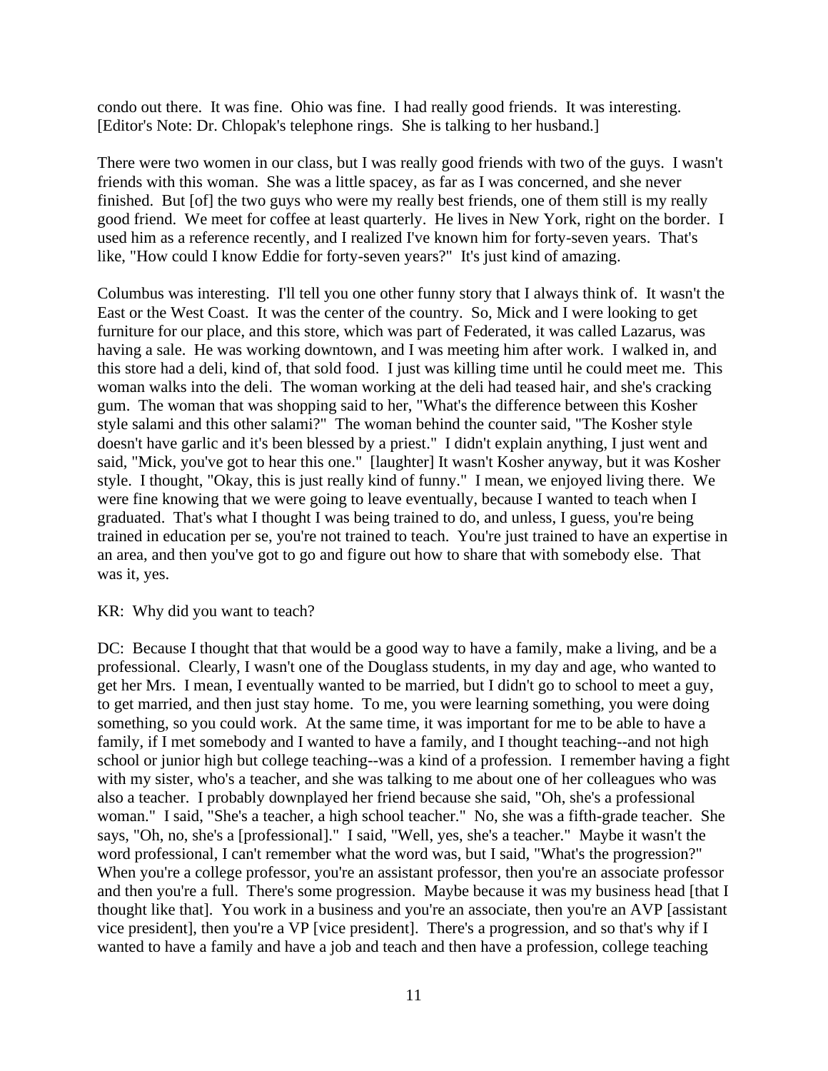condo out there. It was fine. Ohio was fine. I had really good friends. It was interesting. [Editor's Note: Dr. Chlopak's telephone rings. She is talking to her husband.]

There were two women in our class, but I was really good friends with two of the guys. I wasn't friends with this woman. She was a little spacey, as far as I was concerned, and she never finished. But [of] the two guys who were my really best friends, one of them still is my really good friend. We meet for coffee at least quarterly. He lives in New York, right on the border. I used him as a reference recently, and I realized I've known him for forty-seven years. That's like, "How could I know Eddie for forty-seven years?" It's just kind of amazing.

Columbus was interesting. I'll tell you one other funny story that I always think of. It wasn't the East or the West Coast. It was the center of the country. So, Mick and I were looking to get furniture for our place, and this store, which was part of Federated, it was called Lazarus, was having a sale. He was working downtown, and I was meeting him after work. I walked in, and this store had a deli, kind of, that sold food. I just was killing time until he could meet me. This woman walks into the deli. The woman working at the deli had teased hair, and she's cracking gum. The woman that was shopping said to her, "What's the difference between this Kosher style salami and this other salami?" The woman behind the counter said, "The Kosher style doesn't have garlic and it's been blessed by a priest." I didn't explain anything, I just went and said, "Mick, you've got to hear this one." [laughter] It wasn't Kosher anyway, but it was Kosher style. I thought, "Okay, this is just really kind of funny." I mean, we enjoyed living there. We were fine knowing that we were going to leave eventually, because I wanted to teach when I graduated. That's what I thought I was being trained to do, and unless, I guess, you're being trained in education per se, you're not trained to teach. You're just trained to have an expertise in an area, and then you've got to go and figure out how to share that with somebody else. That was it, yes.

KR: Why did you want to teach?

DC: Because I thought that that would be a good way to have a family, make a living, and be a professional. Clearly, I wasn't one of the Douglass students, in my day and age, who wanted to get her Mrs. I mean, I eventually wanted to be married, but I didn't go to school to meet a guy, to get married, and then just stay home. To me, you were learning something, you were doing something, so you could work. At the same time, it was important for me to be able to have a family, if I met somebody and I wanted to have a family, and I thought teaching--and not high school or junior high but college teaching--was a kind of a profession. I remember having a fight with my sister, who's a teacher, and she was talking to me about one of her colleagues who was also a teacher. I probably downplayed her friend because she said, "Oh, she's a professional woman." I said, "She's a teacher, a high school teacher." No, she was a fifth-grade teacher. She says, "Oh, no, she's a [professional]." I said, "Well, yes, she's a teacher." Maybe it wasn't the word professional, I can't remember what the word was, but I said, "What's the progression?" When you're a college professor, you're an assistant professor, then you're an associate professor and then you're a full. There's some progression. Maybe because it was my business head [that I thought like that]. You work in a business and you're an associate, then you're an AVP [assistant vice president], then you're a VP [vice president]. There's a progression, and so that's why if I wanted to have a family and have a job and teach and then have a profession, college teaching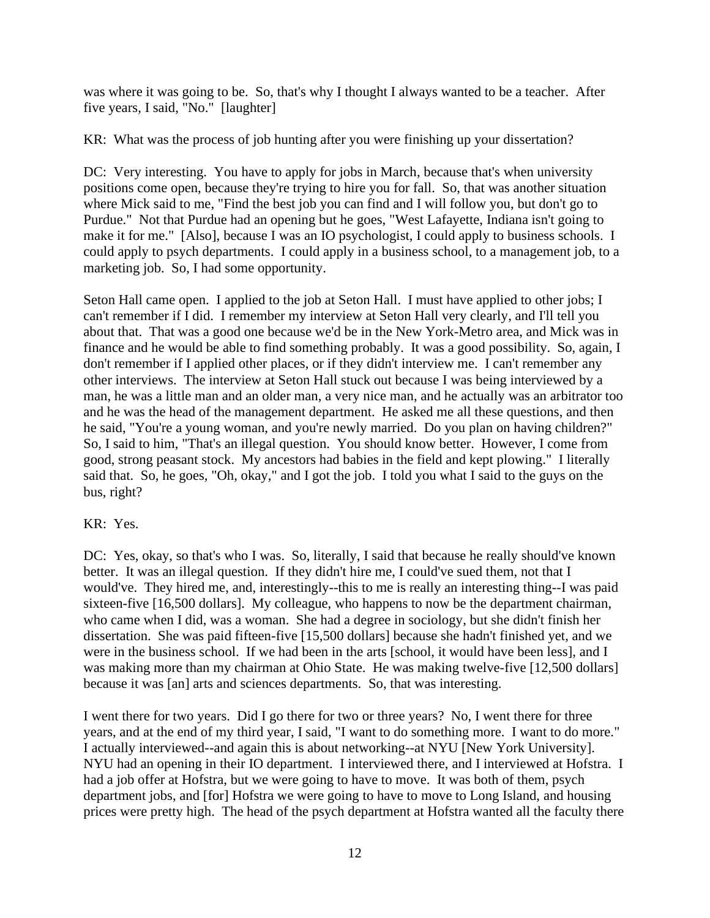was where it was going to be. So, that's why I thought I always wanted to be a teacher. After five years, I said, "No." [laughter]

KR: What was the process of job hunting after you were finishing up your dissertation?

DC: Very interesting. You have to apply for jobs in March, because that's when university positions come open, because they're trying to hire you for fall. So, that was another situation where Mick said to me, "Find the best job you can find and I will follow you, but don't go to Purdue." Not that Purdue had an opening but he goes, "West Lafayette, Indiana isn't going to make it for me." [Also], because I was an IO psychologist, I could apply to business schools. I could apply to psych departments. I could apply in a business school, to a management job, to a marketing job. So, I had some opportunity.

Seton Hall came open. I applied to the job at Seton Hall. I must have applied to other jobs; I can't remember if I did. I remember my interview at Seton Hall very clearly, and I'll tell you about that. That was a good one because we'd be in the New York-Metro area, and Mick was in finance and he would be able to find something probably. It was a good possibility. So, again, I don't remember if I applied other places, or if they didn't interview me. I can't remember any other interviews. The interview at Seton Hall stuck out because I was being interviewed by a man, he was a little man and an older man, a very nice man, and he actually was an arbitrator too and he was the head of the management department. He asked me all these questions, and then he said, "You're a young woman, and you're newly married. Do you plan on having children?" So, I said to him, "That's an illegal question. You should know better. However, I come from good, strong peasant stock. My ancestors had babies in the field and kept plowing." I literally said that. So, he goes, "Oh, okay," and I got the job. I told you what I said to the guys on the bus, right?

KR: Yes.

DC: Yes, okay, so that's who I was. So, literally, I said that because he really should've known better. It was an illegal question. If they didn't hire me, I could've sued them, not that I would've. They hired me, and, interestingly--this to me is really an interesting thing--I was paid sixteen-five [16,500 dollars]. My colleague, who happens to now be the department chairman, who came when I did, was a woman. She had a degree in sociology, but she didn't finish her dissertation. She was paid fifteen-five [15,500 dollars] because she hadn't finished yet, and we were in the business school. If we had been in the arts [school, it would have been less], and I was making more than my chairman at Ohio State. He was making twelve-five [12,500 dollars] because it was [an] arts and sciences departments. So, that was interesting.

I went there for two years. Did I go there for two or three years? No, I went there for three years, and at the end of my third year, I said, "I want to do something more. I want to do more." I actually interviewed--and again this is about networking--at NYU [New York University]. NYU had an opening in their IO department. I interviewed there, and I interviewed at Hofstra. I had a job offer at Hofstra, but we were going to have to move. It was both of them, psych department jobs, and [for] Hofstra we were going to have to move to Long Island, and housing prices were pretty high. The head of the psych department at Hofstra wanted all the faculty there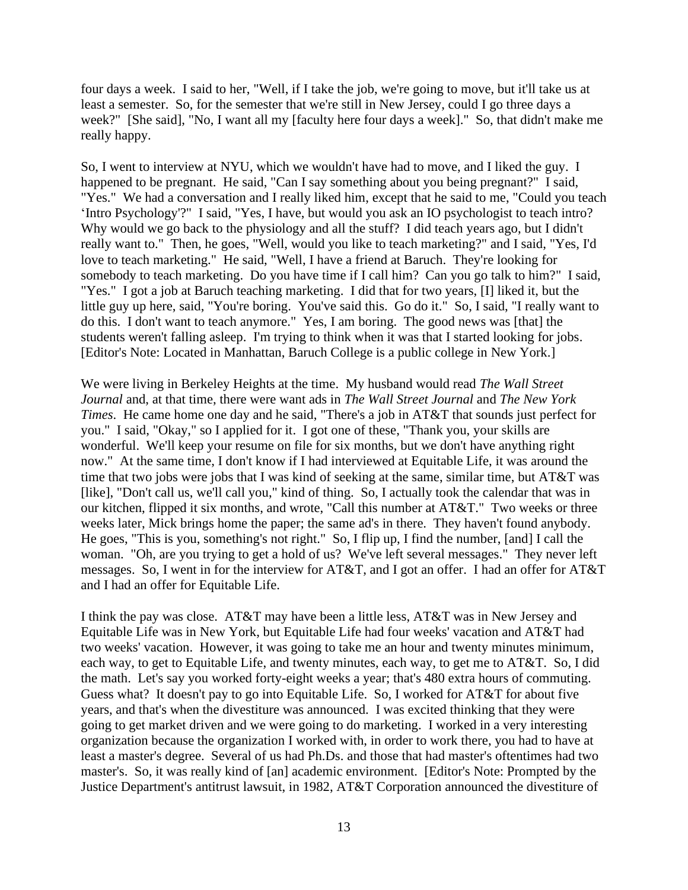four days a week. I said to her, "Well, if I take the job, we're going to move, but it'll take us at least a semester. So, for the semester that we're still in New Jersey, could I go three days a week?" [She said], "No, I want all my [faculty here four days a week]." So, that didn't make me really happy.

So, I went to interview at NYU, which we wouldn't have had to move, and I liked the guy. I happened to be pregnant. He said, "Can I say something about you being pregnant?" I said, "Yes." We had a conversation and I really liked him, except that he said to me, "Could you teach 'Intro Psychology'?" I said, "Yes, I have, but would you ask an IO psychologist to teach intro? Why would we go back to the physiology and all the stuff? I did teach years ago, but I didn't really want to." Then, he goes, "Well, would you like to teach marketing?" and I said, "Yes, I'd love to teach marketing." He said, "Well, I have a friend at Baruch. They're looking for somebody to teach marketing. Do you have time if I call him? Can you go talk to him?" I said, "Yes." I got a job at Baruch teaching marketing. I did that for two years, [I] liked it, but the little guy up here, said, "You're boring. You've said this. Go do it." So, I said, "I really want to do this. I don't want to teach anymore." Yes, I am boring. The good news was [that] the students weren't falling asleep. I'm trying to think when it was that I started looking for jobs. [Editor's Note: Located in Manhattan, Baruch College is a public college in New York.]

We were living in Berkeley Heights at the time. My husband would read *The Wall Street Journal* and, at that time, there were want ads in *The Wall Street Journal* and *The New York Times*. He came home one day and he said, "There's a job in AT&T that sounds just perfect for you." I said, "Okay," so I applied for it. I got one of these, "Thank you, your skills are wonderful. We'll keep your resume on file for six months, but we don't have anything right now." At the same time, I don't know if I had interviewed at Equitable Life, it was around the time that two jobs were jobs that I was kind of seeking at the same, similar time, but AT&T was [like], "Don't call us, we'll call you," kind of thing. So, I actually took the calendar that was in our kitchen, flipped it six months, and wrote, "Call this number at AT&T." Two weeks or three weeks later, Mick brings home the paper; the same ad's in there. They haven't found anybody. He goes, "This is you, something's not right." So, I flip up, I find the number, [and] I call the woman. "Oh, are you trying to get a hold of us? We've left several messages." They never left messages. So, I went in for the interview for AT&T, and I got an offer. I had an offer for AT&T and I had an offer for Equitable Life.

I think the pay was close. AT&T may have been a little less, AT&T was in New Jersey and Equitable Life was in New York, but Equitable Life had four weeks' vacation and AT&T had two weeks' vacation. However, it was going to take me an hour and twenty minutes minimum, each way, to get to Equitable Life, and twenty minutes, each way, to get me to AT&T. So, I did the math. Let's say you worked forty-eight weeks a year; that's 480 extra hours of commuting. Guess what? It doesn't pay to go into Equitable Life. So, I worked for AT&T for about five years, and that's when the divestiture was announced. I was excited thinking that they were going to get market driven and we were going to do marketing. I worked in a very interesting organization because the organization I worked with, in order to work there, you had to have at least a master's degree. Several of us had Ph.Ds. and those that had master's oftentimes had two master's. So, it was really kind of [an] academic environment. [Editor's Note: Prompted by the Justice Department's antitrust lawsuit, in 1982, AT&T Corporation announced the divestiture of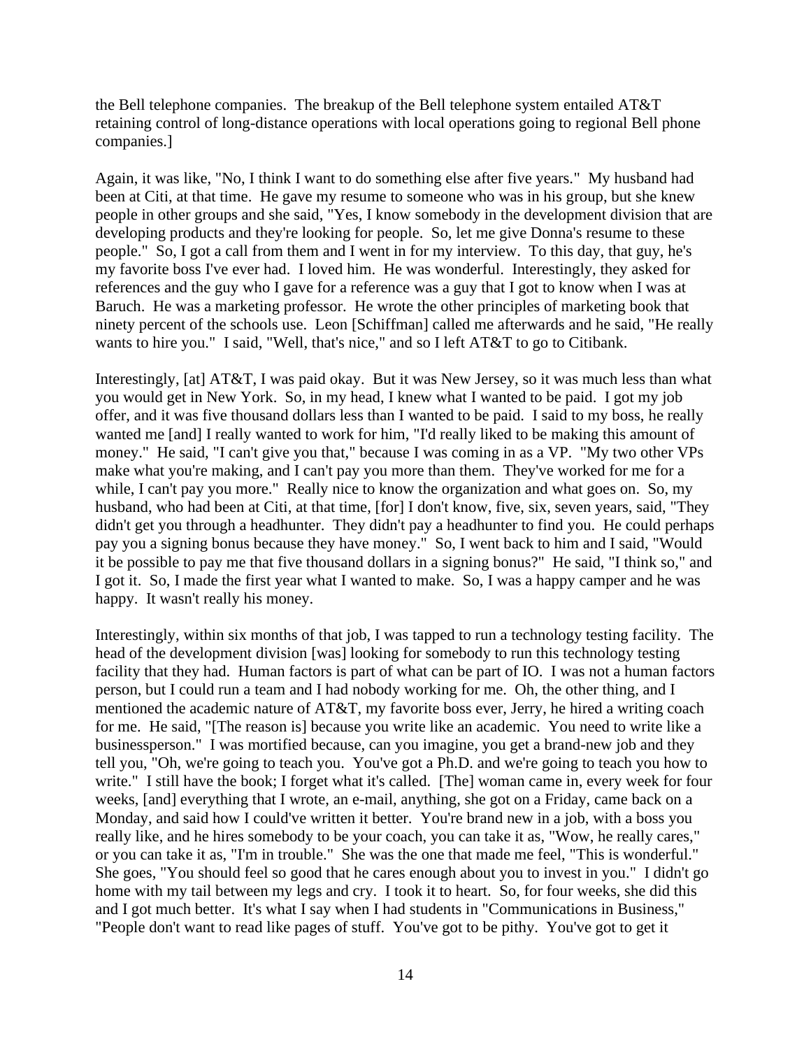the Bell telephone companies. The breakup of the Bell telephone system entailed AT&T retaining control of long-distance operations with local operations going to regional Bell phone companies.]

Again, it was like, "No, I think I want to do something else after five years." My husband had been at Citi, at that time. He gave my resume to someone who was in his group, but she knew people in other groups and she said, "Yes, I know somebody in the development division that are developing products and they're looking for people. So, let me give Donna's resume to these people." So, I got a call from them and I went in for my interview. To this day, that guy, he's my favorite boss I've ever had. I loved him. He was wonderful. Interestingly, they asked for references and the guy who I gave for a reference was a guy that I got to know when I was at Baruch. He was a marketing professor. He wrote the other principles of marketing book that ninety percent of the schools use. Leon [Schiffman] called me afterwards and he said, "He really wants to hire you." I said, "Well, that's nice," and so I left AT&T to go to Citibank.

Interestingly, [at] AT&T, I was paid okay. But it was New Jersey, so it was much less than what you would get in New York. So, in my head, I knew what I wanted to be paid. I got my job offer, and it was five thousand dollars less than I wanted to be paid. I said to my boss, he really wanted me [and] I really wanted to work for him, "I'd really liked to be making this amount of money." He said, "I can't give you that," because I was coming in as a VP. "My two other VPs make what you're making, and I can't pay you more than them. They've worked for me for a while, I can't pay you more." Really nice to know the organization and what goes on. So, my husband, who had been at Citi, at that time, [for] I don't know, five, six, seven years, said, "They didn't get you through a headhunter. They didn't pay a headhunter to find you. He could perhaps pay you a signing bonus because they have money." So, I went back to him and I said, "Would it be possible to pay me that five thousand dollars in a signing bonus?" He said, "I think so," and I got it. So, I made the first year what I wanted to make. So, I was a happy camper and he was happy. It wasn't really his money.

Interestingly, within six months of that job, I was tapped to run a technology testing facility. The head of the development division [was] looking for somebody to run this technology testing facility that they had. Human factors is part of what can be part of IO. I was not a human factors person, but I could run a team and I had nobody working for me. Oh, the other thing, and I mentioned the academic nature of AT&T, my favorite boss ever, Jerry, he hired a writing coach for me. He said, "[The reason is] because you write like an academic. You need to write like a businessperson." I was mortified because, can you imagine, you get a brand-new job and they tell you, "Oh, we're going to teach you. You've got a Ph.D. and we're going to teach you how to write." I still have the book; I forget what it's called. [The] woman came in, every week for four weeks, [and] everything that I wrote, an e-mail, anything, she got on a Friday, came back on a Monday, and said how I could've written it better. You're brand new in a job, with a boss you really like, and he hires somebody to be your coach, you can take it as, "Wow, he really cares," or you can take it as, "I'm in trouble." She was the one that made me feel, "This is wonderful." She goes, "You should feel so good that he cares enough about you to invest in you." I didn't go home with my tail between my legs and cry. I took it to heart. So, for four weeks, she did this and I got much better. It's what I say when I had students in "Communications in Business," "People don't want to read like pages of stuff. You've got to be pithy. You've got to get it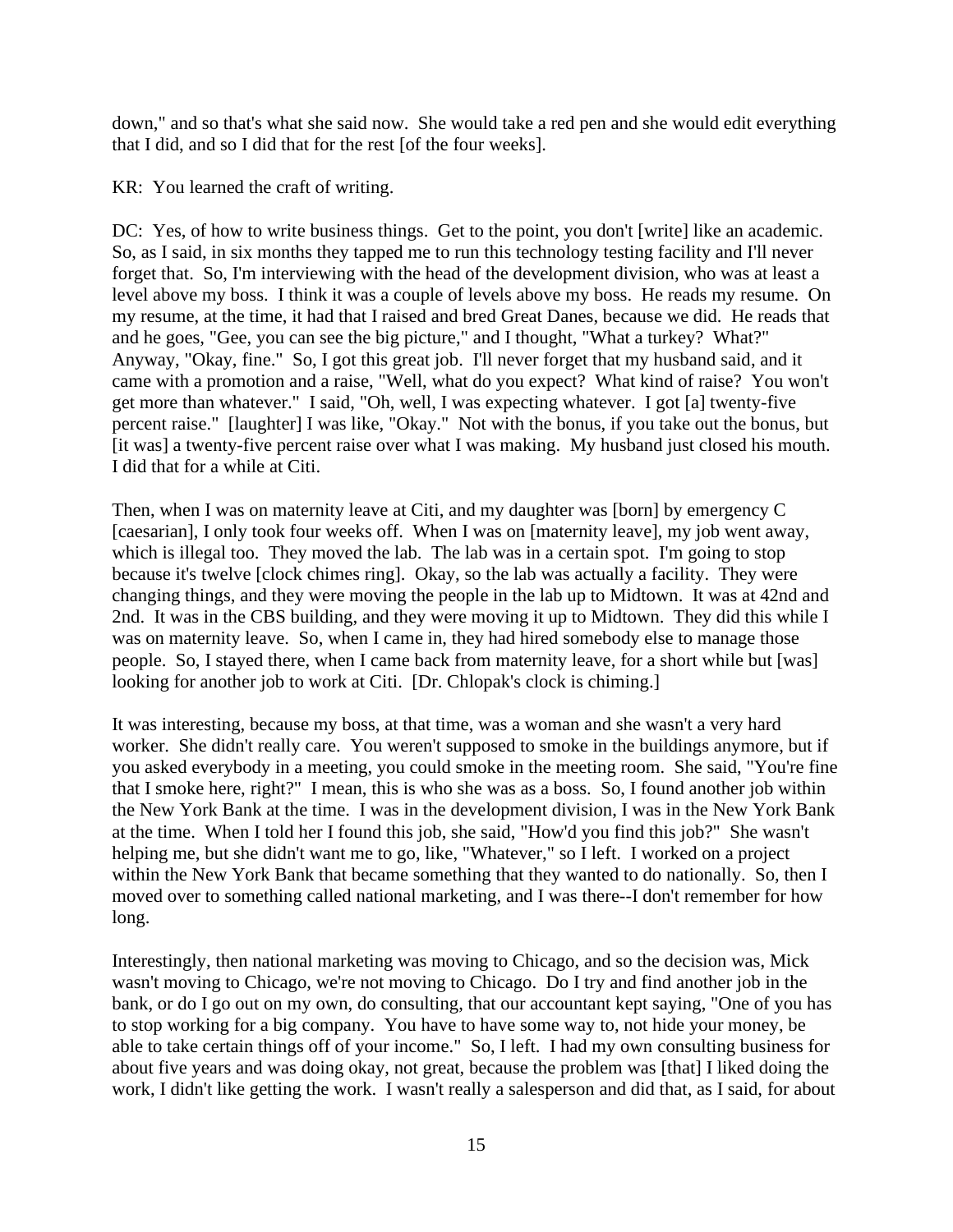down," and so that's what she said now. She would take a red pen and she would edit everything that I did, and so I did that for the rest [of the four weeks].

KR: You learned the craft of writing.

DC: Yes, of how to write business things. Get to the point, you don't [write] like an academic. So, as I said, in six months they tapped me to run this technology testing facility and I'll never forget that. So, I'm interviewing with the head of the development division, who was at least a level above my boss. I think it was a couple of levels above my boss. He reads my resume. On my resume, at the time, it had that I raised and bred Great Danes, because we did. He reads that and he goes, "Gee, you can see the big picture," and I thought, "What a turkey? What?" Anyway, "Okay, fine." So, I got this great job. I'll never forget that my husband said, and it came with a promotion and a raise, "Well, what do you expect? What kind of raise? You won't get more than whatever." I said, "Oh, well, I was expecting whatever. I got [a] twenty-five percent raise." [laughter] I was like, "Okay." Not with the bonus, if you take out the bonus, but [it was] a twenty-five percent raise over what I was making. My husband just closed his mouth. I did that for a while at Citi.

Then, when I was on maternity leave at Citi, and my daughter was [born] by emergency C [caesarian], I only took four weeks off. When I was on [maternity leave], my job went away, which is illegal too. They moved the lab. The lab was in a certain spot. I'm going to stop because it's twelve [clock chimes ring]. Okay, so the lab was actually a facility. They were changing things, and they were moving the people in the lab up to Midtown. It was at 42nd and 2nd. It was in the CBS building, and they were moving it up to Midtown. They did this while I was on maternity leave. So, when I came in, they had hired somebody else to manage those people. So, I stayed there, when I came back from maternity leave, for a short while but [was] looking for another job to work at Citi. [Dr. Chlopak's clock is chiming.]

It was interesting, because my boss, at that time, was a woman and she wasn't a very hard worker. She didn't really care. You weren't supposed to smoke in the buildings anymore, but if you asked everybody in a meeting, you could smoke in the meeting room. She said, "You're fine that I smoke here, right?" I mean, this is who she was as a boss. So, I found another job within the New York Bank at the time. I was in the development division, I was in the New York Bank at the time. When I told her I found this job, she said, "How'd you find this job?" She wasn't helping me, but she didn't want me to go, like, "Whatever," so I left. I worked on a project within the New York Bank that became something that they wanted to do nationally. So, then I moved over to something called national marketing, and I was there--I don't remember for how long.

Interestingly, then national marketing was moving to Chicago, and so the decision was, Mick wasn't moving to Chicago, we're not moving to Chicago. Do I try and find another job in the bank, or do I go out on my own, do consulting, that our accountant kept saying, "One of you has to stop working for a big company. You have to have some way to, not hide your money, be able to take certain things off of your income." So, I left. I had my own consulting business for about five years and was doing okay, not great, because the problem was [that] I liked doing the work, I didn't like getting the work. I wasn't really a salesperson and did that, as I said, for about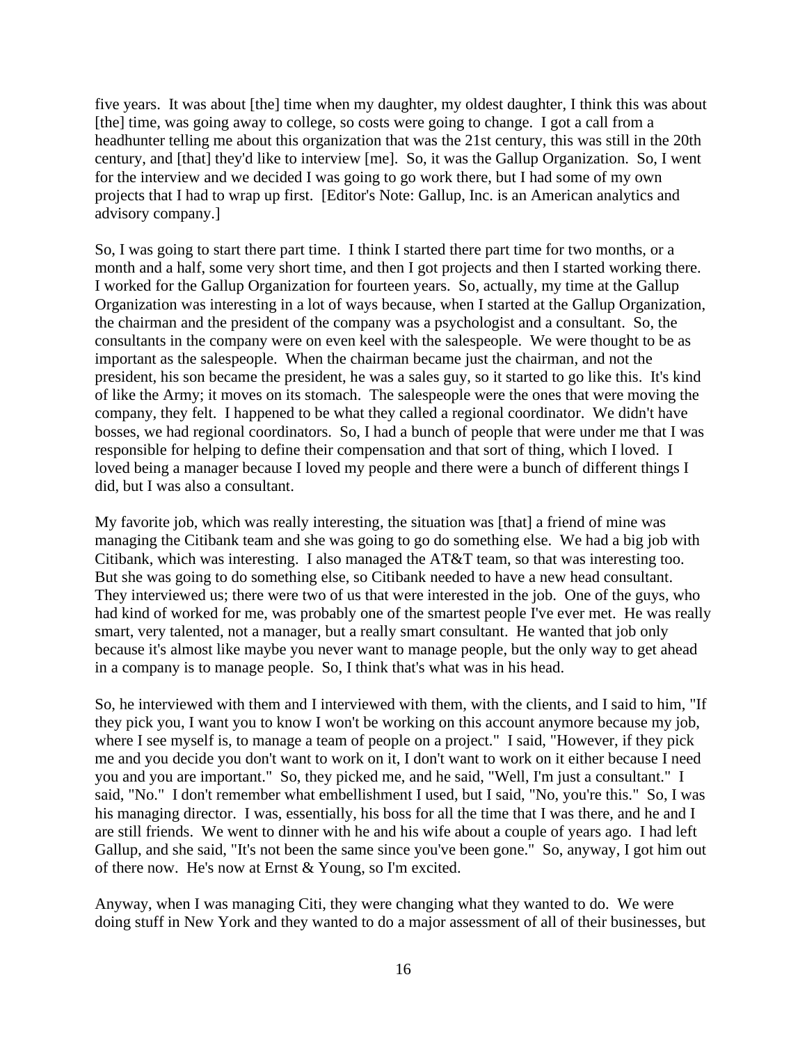five years. It was about [the] time when my daughter, my oldest daughter, I think this was about [the] time, was going away to college, so costs were going to change. I got a call from a headhunter telling me about this organization that was the 21st century, this was still in the 20th century, and [that] they'd like to interview [me]. So, it was the Gallup Organization. So, I went for the interview and we decided I was going to go work there, but I had some of my own projects that I had to wrap up first. [Editor's Note: Gallup, Inc. is an American analytics and advisory company.]

So, I was going to start there part time. I think I started there part time for two months, or a month and a half, some very short time, and then I got projects and then I started working there. I worked for the Gallup Organization for fourteen years. So, actually, my time at the Gallup Organization was interesting in a lot of ways because, when I started at the Gallup Organization, the chairman and the president of the company was a psychologist and a consultant. So, the consultants in the company were on even keel with the salespeople. We were thought to be as important as the salespeople. When the chairman became just the chairman, and not the president, his son became the president, he was a sales guy, so it started to go like this. It's kind of like the Army; it moves on its stomach. The salespeople were the ones that were moving the company, they felt. I happened to be what they called a regional coordinator. We didn't have bosses, we had regional coordinators. So, I had a bunch of people that were under me that I was responsible for helping to define their compensation and that sort of thing, which I loved. I loved being a manager because I loved my people and there were a bunch of different things I did, but I was also a consultant.

My favorite job, which was really interesting, the situation was [that] a friend of mine was managing the Citibank team and she was going to go do something else. We had a big job with Citibank, which was interesting. I also managed the AT&T team, so that was interesting too. But she was going to do something else, so Citibank needed to have a new head consultant. They interviewed us; there were two of us that were interested in the job. One of the guys, who had kind of worked for me, was probably one of the smartest people I've ever met. He was really smart, very talented, not a manager, but a really smart consultant. He wanted that job only because it's almost like maybe you never want to manage people, but the only way to get ahead in a company is to manage people. So, I think that's what was in his head.

So, he interviewed with them and I interviewed with them, with the clients, and I said to him, "If they pick you, I want you to know I won't be working on this account anymore because my job, where I see myself is, to manage a team of people on a project." I said, "However, if they pick me and you decide you don't want to work on it, I don't want to work on it either because I need you and you are important." So, they picked me, and he said, "Well, I'm just a consultant." I said, "No." I don't remember what embellishment I used, but I said, "No, you're this." So, I was his managing director. I was, essentially, his boss for all the time that I was there, and he and I are still friends. We went to dinner with he and his wife about a couple of years ago. I had left Gallup, and she said, "It's not been the same since you've been gone." So, anyway, I got him out of there now. He's now at Ernst & Young, so I'm excited.

Anyway, when I was managing Citi, they were changing what they wanted to do. We were doing stuff in New York and they wanted to do a major assessment of all of their businesses, but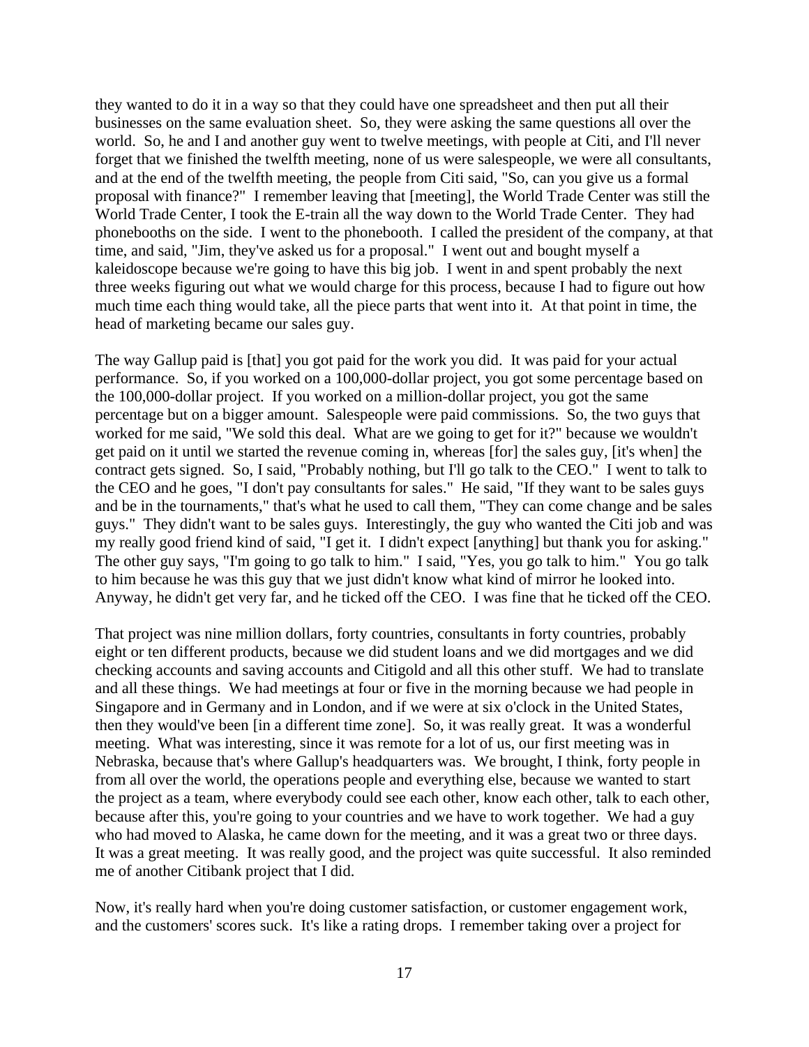they wanted to do it in a way so that they could have one spreadsheet and then put all their businesses on the same evaluation sheet. So, they were asking the same questions all over the world. So, he and I and another guy went to twelve meetings, with people at Citi, and I'll never forget that we finished the twelfth meeting, none of us were salespeople, we were all consultants, and at the end of the twelfth meeting, the people from Citi said, "So, can you give us a formal proposal with finance?" I remember leaving that [meeting], the World Trade Center was still the World Trade Center, I took the E-train all the way down to the World Trade Center. They had phonebooths on the side. I went to the phonebooth. I called the president of the company, at that time, and said, "Jim, they've asked us for a proposal." I went out and bought myself a kaleidoscope because we're going to have this big job. I went in and spent probably the next three weeks figuring out what we would charge for this process, because I had to figure out how much time each thing would take, all the piece parts that went into it. At that point in time, the head of marketing became our sales guy.

The way Gallup paid is [that] you got paid for the work you did. It was paid for your actual performance. So, if you worked on a 100,000-dollar project, you got some percentage based on the 100,000-dollar project. If you worked on a million-dollar project, you got the same percentage but on a bigger amount. Salespeople were paid commissions. So, the two guys that worked for me said, "We sold this deal. What are we going to get for it?" because we wouldn't get paid on it until we started the revenue coming in, whereas [for] the sales guy, [it's when] the contract gets signed. So, I said, "Probably nothing, but I'll go talk to the CEO." I went to talk to the CEO and he goes, "I don't pay consultants for sales." He said, "If they want to be sales guys and be in the tournaments," that's what he used to call them, "They can come change and be sales guys." They didn't want to be sales guys. Interestingly, the guy who wanted the Citi job and was my really good friend kind of said, "I get it. I didn't expect [anything] but thank you for asking." The other guy says, "I'm going to go talk to him." I said, "Yes, you go talk to him." You go talk to him because he was this guy that we just didn't know what kind of mirror he looked into. Anyway, he didn't get very far, and he ticked off the CEO. I was fine that he ticked off the CEO.

That project was nine million dollars, forty countries, consultants in forty countries, probably eight or ten different products, because we did student loans and we did mortgages and we did checking accounts and saving accounts and Citigold and all this other stuff. We had to translate and all these things. We had meetings at four or five in the morning because we had people in Singapore and in Germany and in London, and if we were at six o'clock in the United States, then they would've been [in a different time zone]. So, it was really great. It was a wonderful meeting. What was interesting, since it was remote for a lot of us, our first meeting was in Nebraska, because that's where Gallup's headquarters was. We brought, I think, forty people in from all over the world, the operations people and everything else, because we wanted to start the project as a team, where everybody could see each other, know each other, talk to each other, because after this, you're going to your countries and we have to work together. We had a guy who had moved to Alaska, he came down for the meeting, and it was a great two or three days. It was a great meeting. It was really good, and the project was quite successful. It also reminded me of another Citibank project that I did.

Now, it's really hard when you're doing customer satisfaction, or customer engagement work, and the customers' scores suck. It's like a rating drops. I remember taking over a project for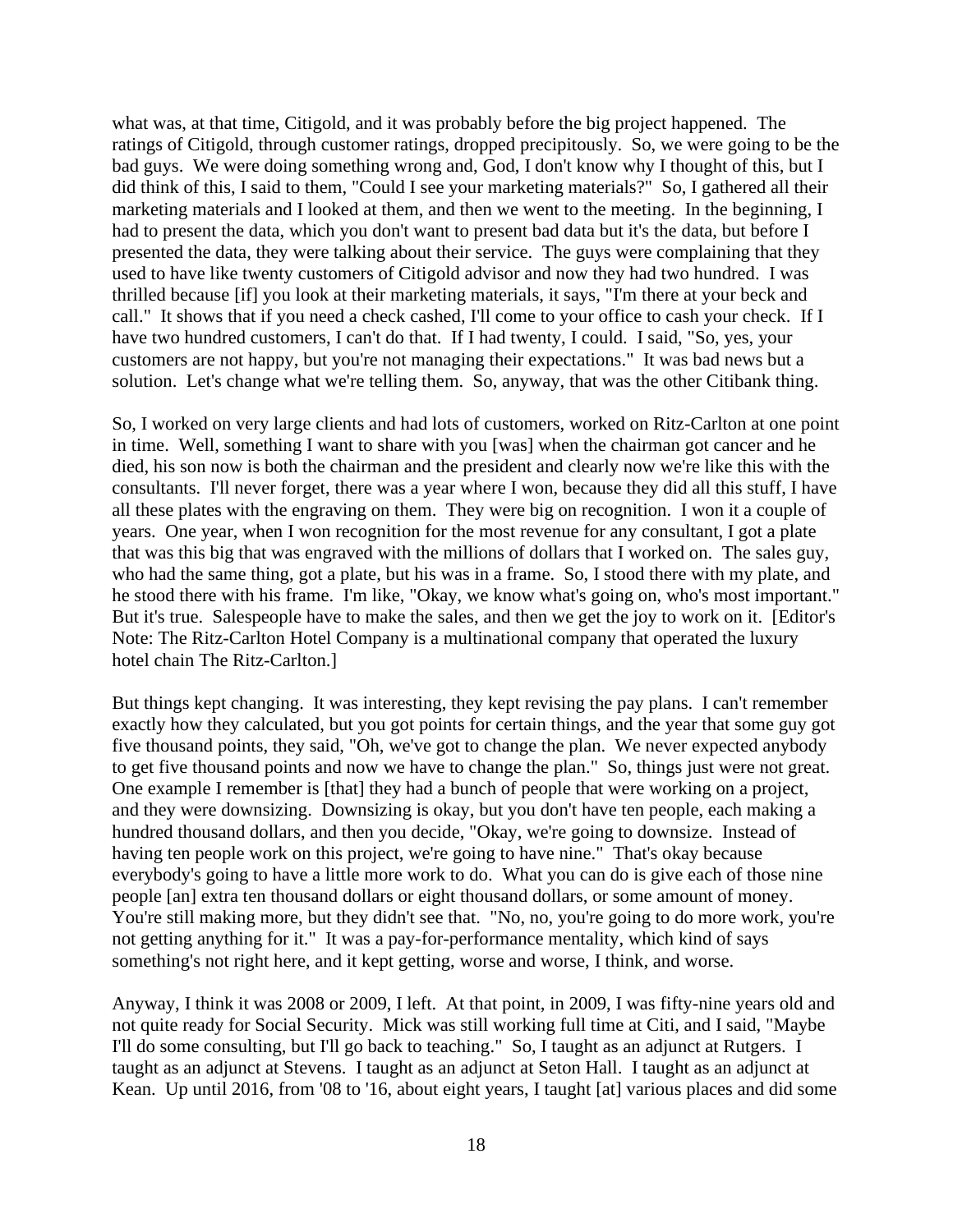what was, at that time, Citigold, and it was probably before the big project happened. The ratings of Citigold, through customer ratings, dropped precipitously. So, we were going to be the bad guys. We were doing something wrong and, God, I don't know why I thought of this, but I did think of this, I said to them, "Could I see your marketing materials?" So, I gathered all their marketing materials and I looked at them, and then we went to the meeting. In the beginning, I had to present the data, which you don't want to present bad data but it's the data, but before I presented the data, they were talking about their service. The guys were complaining that they used to have like twenty customers of Citigold advisor and now they had two hundred. I was thrilled because [if] you look at their marketing materials, it says, "I'm there at your beck and call." It shows that if you need a check cashed, I'll come to your office to cash your check. If I have two hundred customers, I can't do that. If I had twenty, I could. I said, "So, yes, your customers are not happy, but you're not managing their expectations." It was bad news but a solution. Let's change what we're telling them. So, anyway, that was the other Citibank thing.

So, I worked on very large clients and had lots of customers, worked on Ritz-Carlton at one point in time. Well, something I want to share with you [was] when the chairman got cancer and he died, his son now is both the chairman and the president and clearly now we're like this with the consultants. I'll never forget, there was a year where I won, because they did all this stuff, I have all these plates with the engraving on them. They were big on recognition. I won it a couple of years. One year, when I won recognition for the most revenue for any consultant, I got a plate that was this big that was engraved with the millions of dollars that I worked on. The sales guy, who had the same thing, got a plate, but his was in a frame. So, I stood there with my plate, and he stood there with his frame. I'm like, "Okay, we know what's going on, who's most important." But it's true. Salespeople have to make the sales, and then we get the joy to work on it. [Editor's Note: The Ritz-Carlton Hotel Company is a multinational company that operated the luxury hotel chain The Ritz-Carlton.]

But things kept changing. It was interesting, they kept revising the pay plans. I can't remember exactly how they calculated, but you got points for certain things, and the year that some guy got five thousand points, they said, "Oh, we've got to change the plan. We never expected anybody to get five thousand points and now we have to change the plan." So, things just were not great. One example I remember is [that] they had a bunch of people that were working on a project, and they were downsizing. Downsizing is okay, but you don't have ten people, each making a hundred thousand dollars, and then you decide, "Okay, we're going to downsize. Instead of having ten people work on this project, we're going to have nine." That's okay because everybody's going to have a little more work to do. What you can do is give each of those nine people [an] extra ten thousand dollars or eight thousand dollars, or some amount of money. You're still making more, but they didn't see that. "No, no, you're going to do more work, you're not getting anything for it." It was a pay-for-performance mentality, which kind of says something's not right here, and it kept getting, worse and worse, I think, and worse.

Anyway, I think it was 2008 or 2009, I left. At that point, in 2009, I was fifty-nine years old and not quite ready for Social Security. Mick was still working full time at Citi, and I said, "Maybe I'll do some consulting, but I'll go back to teaching." So, I taught as an adjunct at Rutgers. I taught as an adjunct at Stevens. I taught as an adjunct at Seton Hall. I taught as an adjunct at Kean. Up until 2016, from '08 to '16, about eight years, I taught [at] various places and did some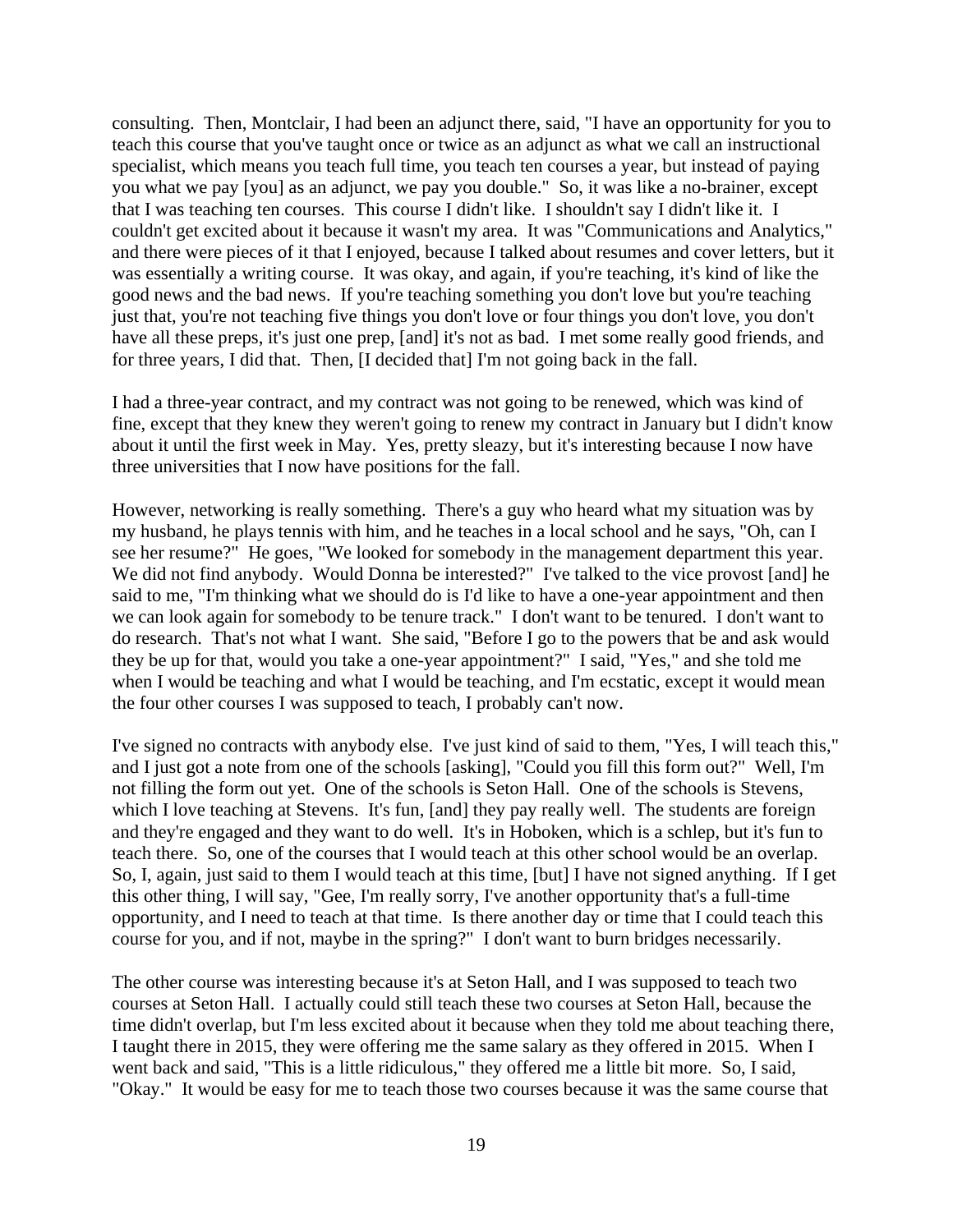consulting. Then, Montclair, I had been an adjunct there, said, "I have an opportunity for you to teach this course that you've taught once or twice as an adjunct as what we call an instructional specialist, which means you teach full time, you teach ten courses a year, but instead of paying you what we pay [you] as an adjunct, we pay you double." So, it was like a no-brainer, except that I was teaching ten courses. This course I didn't like. I shouldn't say I didn't like it. I couldn't get excited about it because it wasn't my area. It was "Communications and Analytics," and there were pieces of it that I enjoyed, because I talked about resumes and cover letters, but it was essentially a writing course. It was okay, and again, if you're teaching, it's kind of like the good news and the bad news. If you're teaching something you don't love but you're teaching just that, you're not teaching five things you don't love or four things you don't love, you don't have all these preps, it's just one prep, [and] it's not as bad. I met some really good friends, and for three years, I did that. Then, [I decided that] I'm not going back in the fall.

I had a three-year contract, and my contract was not going to be renewed, which was kind of fine, except that they knew they weren't going to renew my contract in January but I didn't know about it until the first week in May. Yes, pretty sleazy, but it's interesting because I now have three universities that I now have positions for the fall.

However, networking is really something. There's a guy who heard what my situation was by my husband, he plays tennis with him, and he teaches in a local school and he says, "Oh, can I see her resume?" He goes, "We looked for somebody in the management department this year. We did not find anybody. Would Donna be interested?" I've talked to the vice provost [and] he said to me, "I'm thinking what we should do is I'd like to have a one-year appointment and then we can look again for somebody to be tenure track." I don't want to be tenured. I don't want to do research. That's not what I want. She said, "Before I go to the powers that be and ask would they be up for that, would you take a one-year appointment?" I said, "Yes," and she told me when I would be teaching and what I would be teaching, and I'm ecstatic, except it would mean the four other courses I was supposed to teach, I probably can't now.

I've signed no contracts with anybody else. I've just kind of said to them, "Yes, I will teach this," and I just got a note from one of the schools [asking], "Could you fill this form out?" Well, I'm not filling the form out yet. One of the schools is Seton Hall. One of the schools is Stevens, which I love teaching at Stevens. It's fun, [and] they pay really well. The students are foreign and they're engaged and they want to do well. It's in Hoboken, which is a schlep, but it's fun to teach there. So, one of the courses that I would teach at this other school would be an overlap. So, I, again, just said to them I would teach at this time, [but] I have not signed anything. If I get this other thing, I will say, "Gee, I'm really sorry, I've another opportunity that's a full-time opportunity, and I need to teach at that time. Is there another day or time that I could teach this course for you, and if not, maybe in the spring?" I don't want to burn bridges necessarily.

The other course was interesting because it's at Seton Hall, and I was supposed to teach two courses at Seton Hall. I actually could still teach these two courses at Seton Hall, because the time didn't overlap, but I'm less excited about it because when they told me about teaching there, I taught there in 2015, they were offering me the same salary as they offered in 2015. When I went back and said, "This is a little ridiculous," they offered me a little bit more. So, I said, "Okay." It would be easy for me to teach those two courses because it was the same course that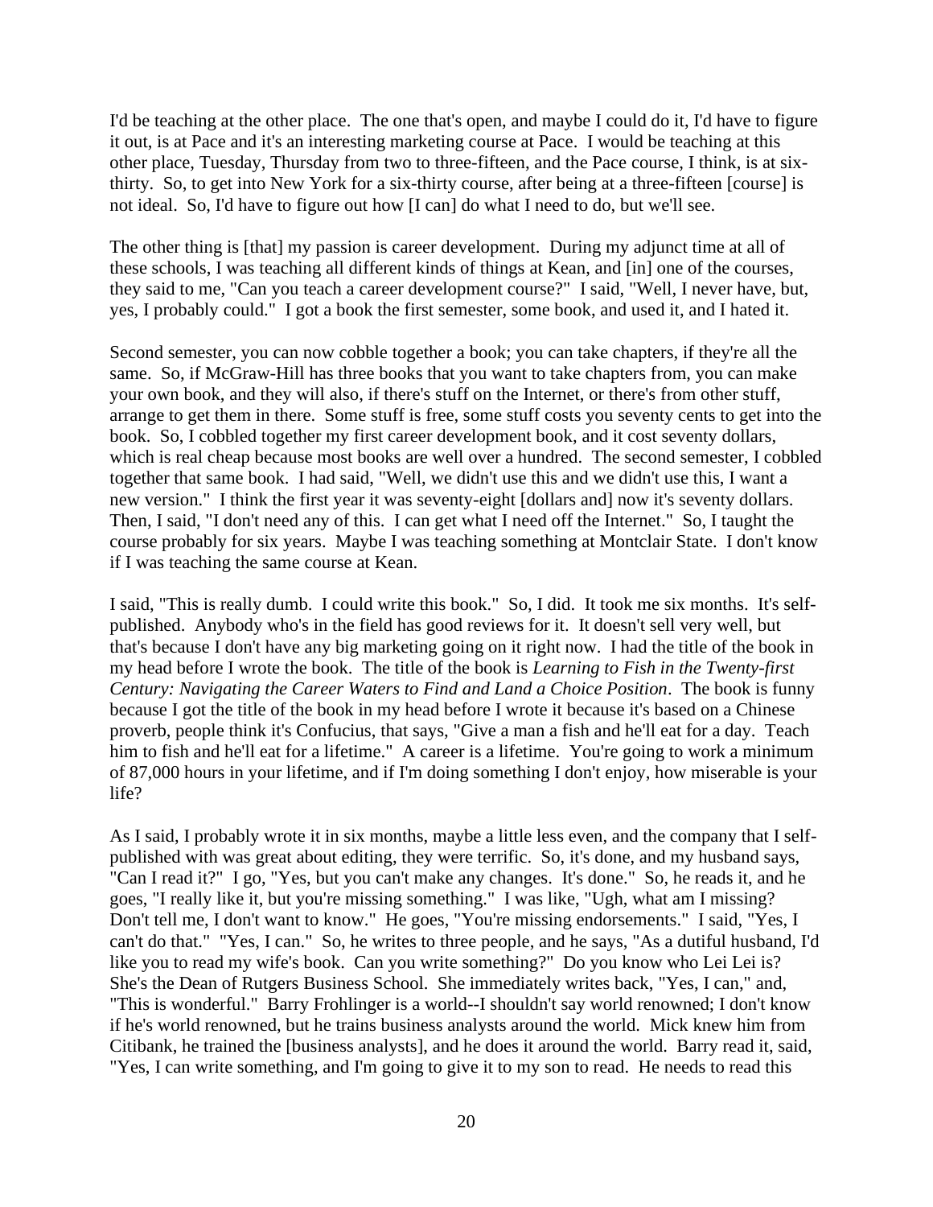I'd be teaching at the other place. The one that's open, and maybe I could do it, I'd have to figure it out, is at Pace and it's an interesting marketing course at Pace. I would be teaching at this other place, Tuesday, Thursday from two to three-fifteen, and the Pace course, I think, is at six-thirty. So, to get into New York for a six-thirty course, after being at a three-fifteen [course] is not ideal. So, I'd have to figure out how [I can] do what I need to do, but we'll see.

The other thing is [that] my passion is career development. During my adjunct time at all of these schools, I was teaching all different kinds of things at Kean, and [in] one of the courses, they said to me, "Can you teach a career development course?" I said, "Well, I never have, but, yes, I probably could." I got a book the first semester, some book, and used it, and I hated it.

Second semester, you can now cobble together a book; you can take chapters, if they're all the same. So, if McGraw-Hill has three books that you want to take chapters from, you can make your own book, and they will also, if there's stuff on the Internet, or there's from other stuff, arrange to get them in there. Some stuff is free, some stuff costs you seventy cents to get into the book. So, I cobbled together my first career development book, and it cost seventy dollars, which is real cheap because most books are well over a hundred. The second semester, I cobbled together that same book. I had said, "Well, we didn't use this and we didn't use this, I want a new version." I think the first year it was seventy-eight [dollars and] now it's seventy dollars. Then, I said, "I don't need any of this. I can get what I need off the Internet." So, I taught the course probably for six years. Maybe I was teaching something at Montclair State. I don't know if I was teaching the same course at Kean.

I said, "This is really dumb. I could write this book." So, I did. It took me six months. It's self-published. Anybody who's in the field has good reviews for it. It doesn't sell very well, but that's because I don't have any big marketing going on it right now. I had the title of the book in my head before I wrote the book. The title of the book is *Learning to Fish in the Twenty-first Century: Navigating the Career Waters to Find and Land a Choice Position*. The book is funny because I got the title of the book in my head before I wrote it because it's based on a Chinese proverb, people think it's Confucius, that says, "Give a man a fish and he'll eat for a day. Teach him to fish and he'll eat for a lifetime." A career is a lifetime. You're going to work a minimum of 87,000 hours in your lifetime, and if I'm doing something I don't enjoy, how miserable is your life?

As I said, I probably wrote it in six months, maybe a little less even, and the company that I self-published with was great about editing, they were terrific. So, it's done, and my husband says, "Can I read it?" I go, "Yes, but you can't make any changes. It's done." So, he reads it, and he goes, "I really like it, but you're missing something." I was like, "Ugh, what am I missing? Don't tell me, I don't want to know." He goes, "You're missing endorsements." I said, "Yes, I can't do that." "Yes, I can." So, he writes to three people, and he says, "As a dutiful husband, I'd like you to read my wife's book. Can you write something?" Do you know who Lei Lei is? She's the Dean of Rutgers Business School. She immediately writes back, "Yes, I can," and, "This is wonderful." Barry Frohlinger is a world--I shouldn't say world renowned; I don't know if he's world renowned, but he trains business analysts around the world. Mick knew him from Citibank, he trained the [business analysts], and he does it around the world. Barry read it, said, "Yes, I can write something, and I'm going to give it to my son to read. He needs to read this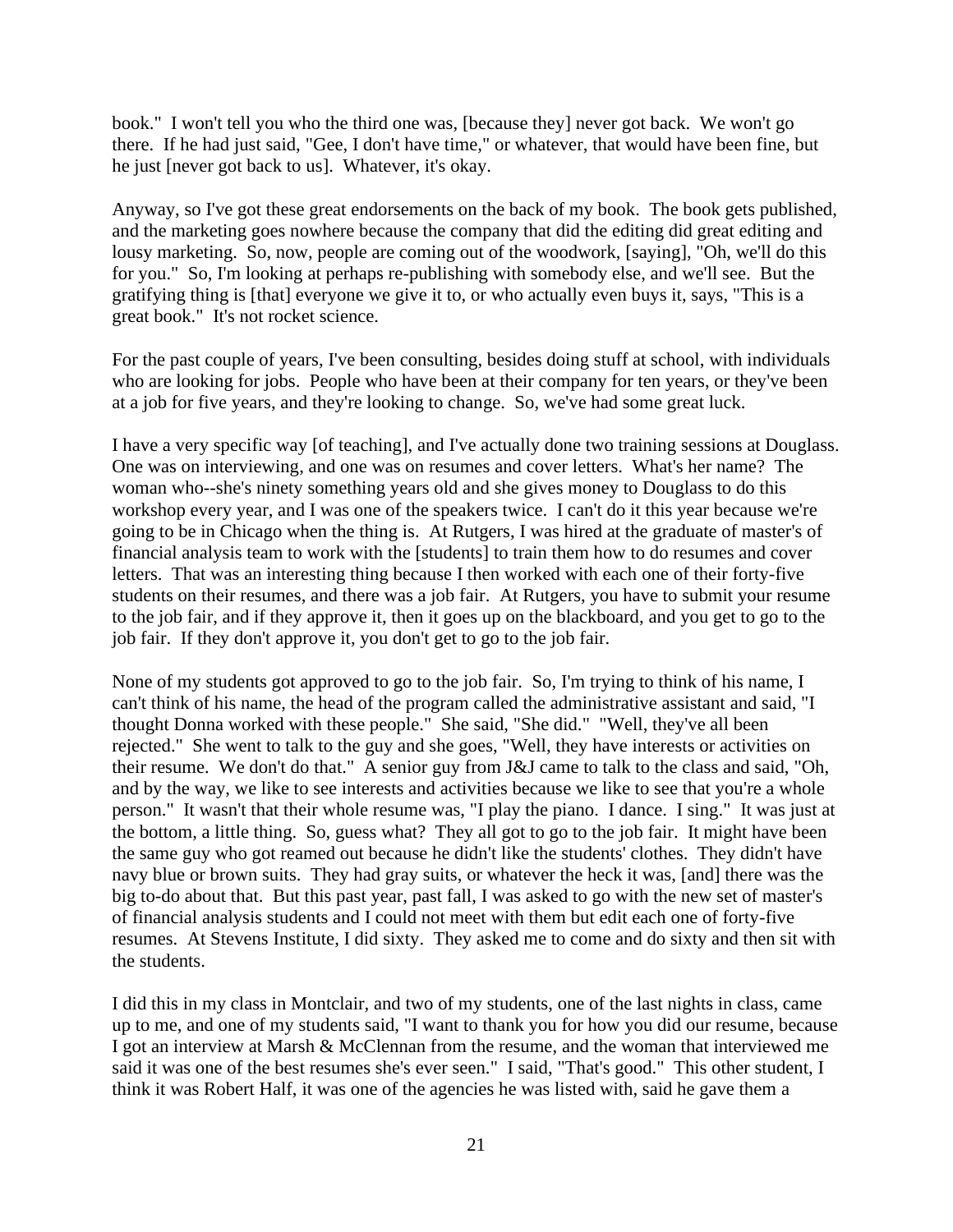book." I won't tell you who the third one was, [because they] never got back. We won't go there. If he had just said, "Gee, I don't have time," or whatever, that would have been fine, but he just [never got back to us]. Whatever, it's okay.

Anyway, so I've got these great endorsements on the back of my book. The book gets published, and the marketing goes nowhere because the company that did the editing did great editing and lousy marketing. So, now, people are coming out of the woodwork, [saying], "Oh, we'll do this for you." So, I'm looking at perhaps re-publishing with somebody else, and we'll see. But the gratifying thing is [that] everyone we give it to, or who actually even buys it, says, "This is a great book." It's not rocket science.

For the past couple of years, I've been consulting, besides doing stuff at school, with individuals who are looking for jobs. People who have been at their company for ten years, or they've been at a job for five years, and they're looking to change. So, we've had some great luck.

I have a very specific way [of teaching], and I've actually done two training sessions at Douglass. One was on interviewing, and one was on resumes and cover letters. What's her name? The woman who--she's ninety something years old and she gives money to Douglass to do this workshop every year, and I was one of the speakers twice. I can't do it this year because we're going to be in Chicago when the thing is. At Rutgers, I was hired at the graduate of master's of financial analysis team to work with the [students] to train them how to do resumes and cover letters. That was an interesting thing because I then worked with each one of their forty-five students on their resumes, and there was a job fair. At Rutgers, you have to submit your resume to the job fair, and if they approve it, then it goes up on the blackboard, and you get to go to the job fair. If they don't approve it, you don't get to go to the job fair.

None of my students got approved to go to the job fair. So, I'm trying to think of his name, I can't think of his name, the head of the program called the administrative assistant and said, "I thought Donna worked with these people." She said, "She did." "Well, they've all been rejected." She went to talk to the guy and she goes, "Well, they have interests or activities on their resume. We don't do that." A senior guy from J&J came to talk to the class and said, "Oh, and by the way, we like to see interests and activities because we like to see that you're a whole person." It wasn't that their whole resume was, "I play the piano. I dance. I sing." It was just at the bottom, a little thing. So, guess what? They all got to go to the job fair. It might have been the same guy who got reamed out because he didn't like the students' clothes. They didn't have navy blue or brown suits. They had gray suits, or whatever the heck it was, [and] there was the big to-do about that. But this past year, past fall, I was asked to go with the new set of master's of financial analysis students and I could not meet with them but edit each one of forty-five resumes. At Stevens Institute, I did sixty. They asked me to come and do sixty and then sit with the students.

I did this in my class in Montclair, and two of my students, one of the last nights in class, came up to me, and one of my students said, "I want to thank you for how you did our resume, because I got an interview at Marsh & McClennan from the resume, and the woman that interviewed me said it was one of the best resumes she's ever seen." I said, "That's good." This other student, I think it was Robert Half, it was one of the agencies he was listed with, said he gave them a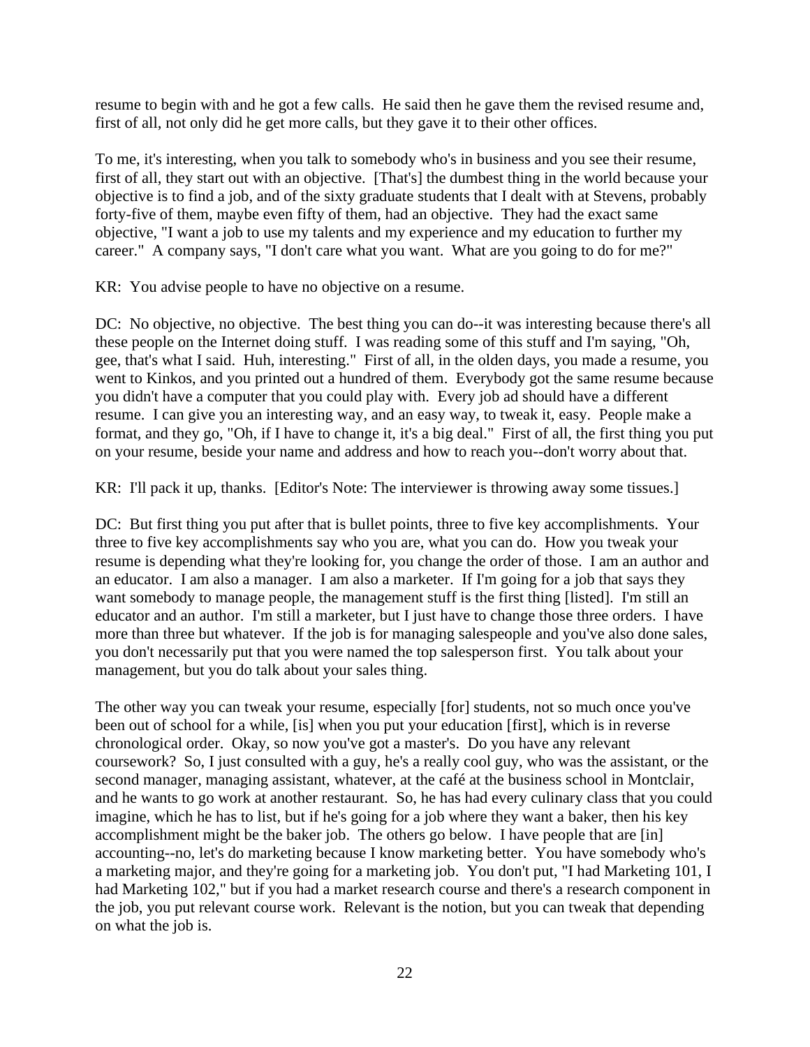resume to begin with and he got a few calls. He said then he gave them the revised resume and, first of all, not only did he get more calls, but they gave it to their other offices.

To me, it's interesting, when you talk to somebody who's in business and you see their resume, first of all, they start out with an objective. [That's] the dumbest thing in the world because your objective is to find a job, and of the sixty graduate students that I dealt with at Stevens, probably forty-five of them, maybe even fifty of them, had an objective. They had the exact same objective, "I want a job to use my talents and my experience and my education to further my career." A company says, "I don't care what you want. What are you going to do for me?"

KR: You advise people to have no objective on a resume.

DC: No objective, no objective. The best thing you can do--it was interesting because there's all these people on the Internet doing stuff. I was reading some of this stuff and I'm saying, "Oh, gee, that's what I said. Huh, interesting." First of all, in the olden days, you made a resume, you went to Kinkos, and you printed out a hundred of them. Everybody got the same resume because you didn't have a computer that you could play with. Every job ad should have a different resume. I can give you an interesting way, and an easy way, to tweak it, easy. People make a format, and they go, "Oh, if I have to change it, it's a big deal." First of all, the first thing you put on your resume, beside your name and address and how to reach you--don't worry about that.

KR: I'll pack it up, thanks. [Editor's Note: The interviewer is throwing away some tissues.]

DC: But first thing you put after that is bullet points, three to five key accomplishments. Your three to five key accomplishments say who you are, what you can do. How you tweak your resume is depending what they're looking for, you change the order of those. I am an author and an educator. I am also a manager. I am also a marketer. If I'm going for a job that says they want somebody to manage people, the management stuff is the first thing [listed]. I'm still an educator and an author. I'm still a marketer, but I just have to change those three orders. I have more than three but whatever. If the job is for managing salespeople and you've also done sales, you don't necessarily put that you were named the top salesperson first. You talk about your management, but you do talk about your sales thing.

The other way you can tweak your resume, especially [for] students, not so much once you've been out of school for a while, [is] when you put your education [first], which is in reverse chronological order. Okay, so now you've got a master's. Do you have any relevant coursework? So, I just consulted with a guy, he's a really cool guy, who was the assistant, or the second manager, managing assistant, whatever, at the café at the business school in Montclair, and he wants to go work at another restaurant. So, he has had every culinary class that you could imagine, which he has to list, but if he's going for a job where they want a baker, then his key accomplishment might be the baker job. The others go below. I have people that are [in] accounting--no, let's do marketing because I know marketing better. You have somebody who's a marketing major, and they're going for a marketing job. You don't put, "I had Marketing 101, I had Marketing 102," but if you had a market research course and there's a research component in the job, you put relevant course work. Relevant is the notion, but you can tweak that depending on what the job is.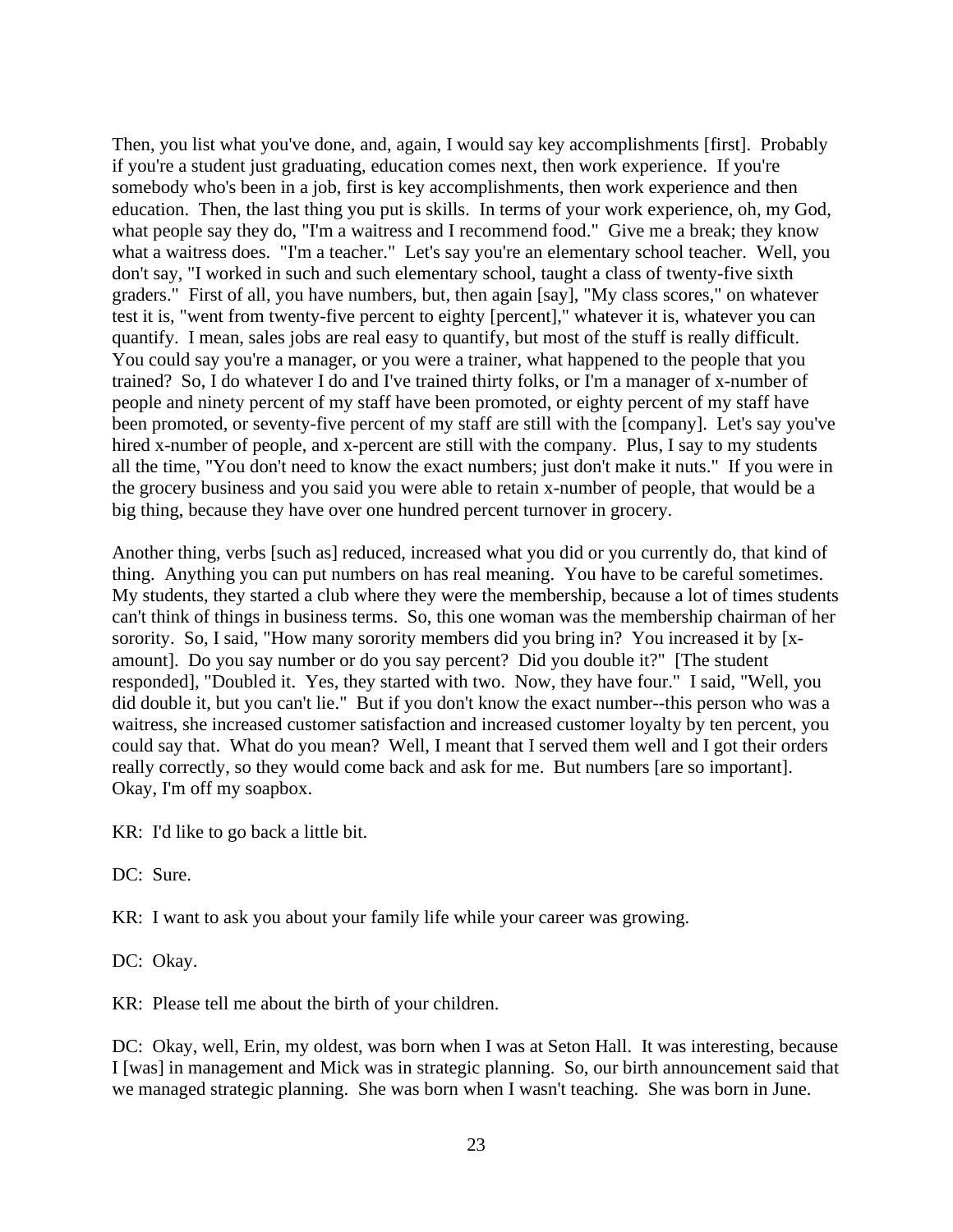Then, you list what you've done, and, again, I would say key accomplishments [first]. Probably if you're a student just graduating, education comes next, then work experience. If you're somebody who's been in a job, first is key accomplishments, then work experience and then education. Then, the last thing you put is skills. In terms of your work experience, oh, my God, what people say they do, "I'm a waitress and I recommend food." Give me a break; they know what a waitress does. "I'm a teacher." Let's say you're an elementary school teacher. Well, you don't say, "I worked in such and such elementary school, taught a class of twenty-five sixth graders." First of all, you have numbers, but, then again [say], "My class scores," on whatever test it is, "went from twenty-five percent to eighty [percent]," whatever it is, whatever you can quantify. I mean, sales jobs are real easy to quantify, but most of the stuff is really difficult. You could say you're a manager, or you were a trainer, what happened to the people that you trained? So, I do whatever I do and I've trained thirty folks, or I'm a manager of x-number of people and ninety percent of my staff have been promoted, or eighty percent of my staff have been promoted, or seventy-five percent of my staff are still with the [company]. Let's say you've hired x-number of people, and x-percent are still with the company. Plus, I say to my students all the time, "You don't need to know the exact numbers; just don't make it nuts." If you were in the grocery business and you said you were able to retain x-number of people, that would be a big thing, because they have over one hundred percent turnover in grocery.

Another thing, verbs [such as] reduced, increased what you did or you currently do, that kind of thing. Anything you can put numbers on has real meaning. You have to be careful sometimes. My students, they started a club where they were the membership, because a lot of times students can't think of things in business terms. So, this one woman was the membership chairman of her sorority. So, I said, "How many sorority members did you bring in? You increased it by [x-amount]. Do you say number or do you say percent? Did you double it?" [The student responded], "Doubled it. Yes, they started with two. Now, they have four." I said, "Well, you did double it, but you can't lie." But if you don't know the exact number--this person who was a waitress, she increased customer satisfaction and increased customer loyalty by ten percent, you could say that. What do you mean? Well, I meant that I served them well and I got their orders really correctly, so they would come back and ask for me. But numbers [are so important]. Okay, I'm off my soapbox.

KR: I'd like to go back a little bit.

DC: Sure.

KR: I want to ask you about your family life while your career was growing.

DC: Okay.

KR: Please tell me about the birth of your children.

DC: Okay, well, Erin, my oldest, was born when I was at Seton Hall. It was interesting, because I [was] in management and Mick was in strategic planning. So, our birth announcement said that we managed strategic planning. She was born when I wasn't teaching. She was born in June.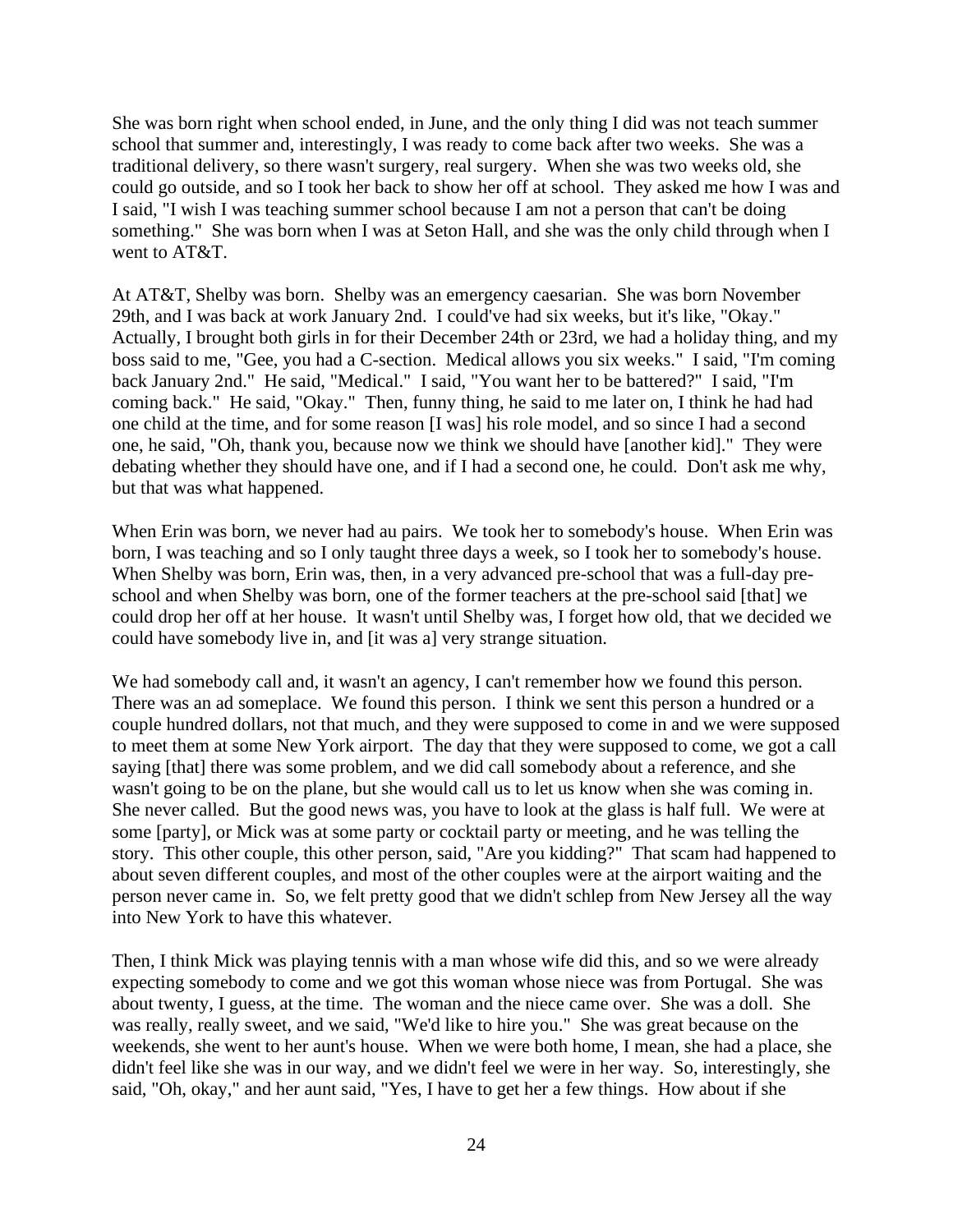She was born right when school ended, in June, and the only thing I did was not teach summer school that summer and, interestingly, I was ready to come back after two weeks. She was a traditional delivery, so there wasn't surgery, real surgery. When she was two weeks old, she could go outside, and so I took her back to show her off at school. They asked me how I was and I said, "I wish I was teaching summer school because I am not a person that can't be doing something." She was born when I was at Seton Hall, and she was the only child through when I went to AT&T.

At AT&T, Shelby was born. Shelby was an emergency caesarian. She was born November 29th, and I was back at work January 2nd. I could've had six weeks, but it's like, "Okay." Actually, I brought both girls in for their December 24th or 23rd, we had a holiday thing, and my boss said to me, "Gee, you had a C-section. Medical allows you six weeks." I said, "I'm coming back January 2nd." He said, "Medical." I said, "You want her to be battered?" I said, "I'm coming back." He said, "Okay." Then, funny thing, he said to me later on, I think he had had one child at the time, and for some reason [I was] his role model, and so since I had a second one, he said, "Oh, thank you, because now we think we should have [another kid]." They were debating whether they should have one, and if I had a second one, he could. Don't ask me why, but that was what happened.

When Erin was born, we never had au pairs. We took her to somebody's house. When Erin was born, I was teaching and so I only taught three days a week, so I took her to somebody's house. When Shelby was born, Erin was, then, in a very advanced pre-school that was a full-day pre-school and when Shelby was born, one of the former teachers at the pre-school said [that] we could drop her off at her house. It wasn't until Shelby was, I forget how old, that we decided we could have somebody live in, and [it was a] very strange situation.

We had somebody call and, it wasn't an agency, I can't remember how we found this person. There was an ad someplace. We found this person. I think we sent this person a hundred or a couple hundred dollars, not that much, and they were supposed to come in and we were supposed to meet them at some New York airport. The day that they were supposed to come, we got a call saying [that] there was some problem, and we did call somebody about a reference, and she wasn't going to be on the plane, but she would call us to let us know when she was coming in. She never called. But the good news was, you have to look at the glass is half full. We were at some [party], or Mick was at some party or cocktail party or meeting, and he was telling the story. This other couple, this other person, said, "Are you kidding?" That scam had happened to about seven different couples, and most of the other couples were at the airport waiting and the person never came in. So, we felt pretty good that we didn't schlep from New Jersey all the way into New York to have this whatever.

Then, I think Mick was playing tennis with a man whose wife did this, and so we were already expecting somebody to come and we got this woman whose niece was from Portugal. She was about twenty, I guess, at the time. The woman and the niece came over. She was a doll. She was really, really sweet, and we said, "We'd like to hire you." She was great because on the weekends, she went to her aunt's house. When we were both home, I mean, she had a place, she didn't feel like she was in our way, and we didn't feel we were in her way. So, interestingly, she said, "Oh, okay," and her aunt said, "Yes, I have to get her a few things. How about if she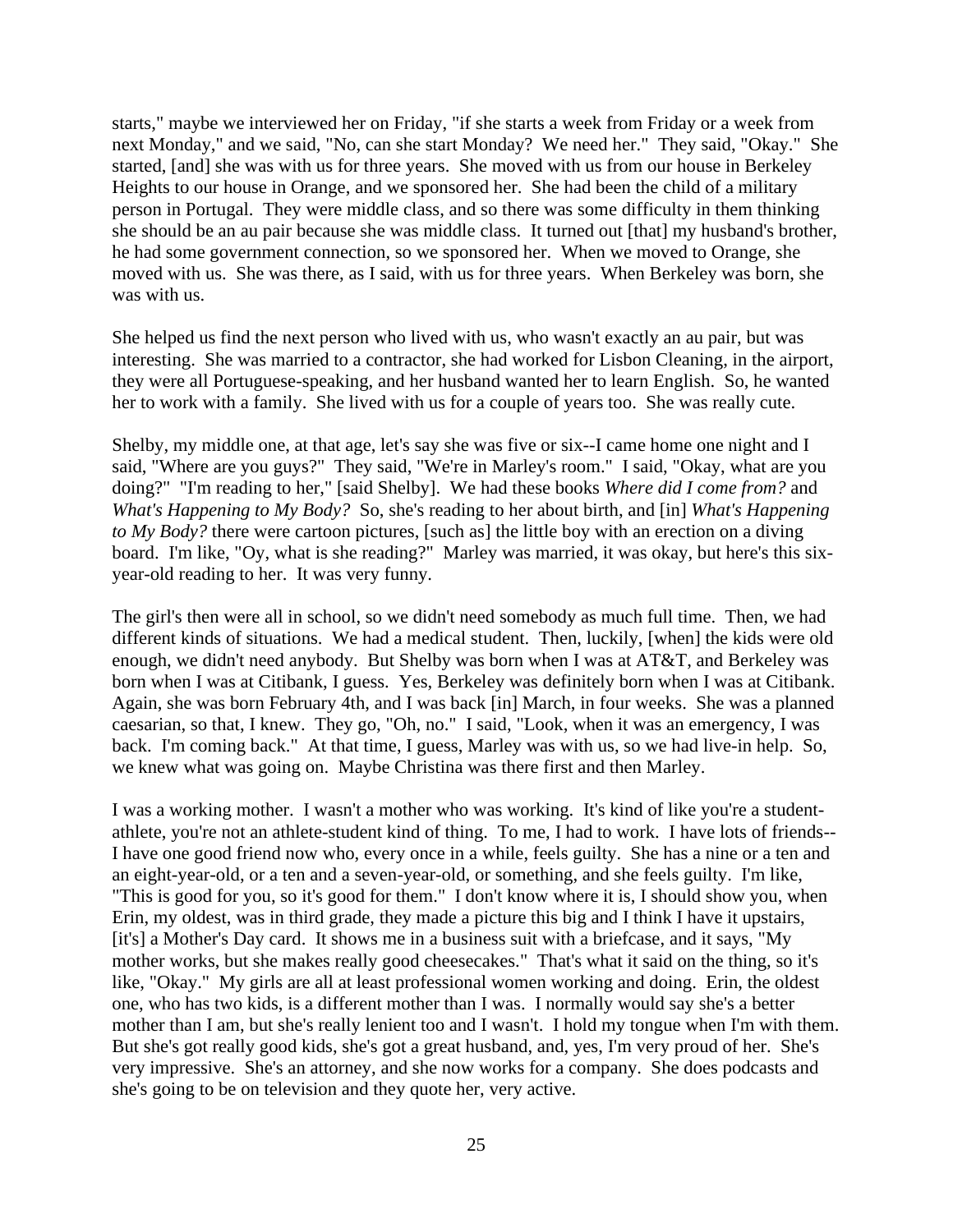starts," maybe we interviewed her on Friday, "if she starts a week from Friday or a week from next Monday," and we said, "No, can she start Monday? We need her." They said, "Okay." She started, [and] she was with us for three years. She moved with us from our house in Berkeley Heights to our house in Orange, and we sponsored her. She had been the child of a military person in Portugal. They were middle class, and so there was some difficulty in them thinking she should be an au pair because she was middle class. It turned out [that] my husband's brother, he had some government connection, so we sponsored her. When we moved to Orange, she moved with us. She was there, as I said, with us for three years. When Berkeley was born, she was with us.

She helped us find the next person who lived with us, who wasn't exactly an au pair, but was interesting. She was married to a contractor, she had worked for Lisbon Cleaning, in the airport, they were all Portuguese-speaking, and her husband wanted her to learn English. So, he wanted her to work with a family. She lived with us for a couple of years too. She was really cute.

Shelby, my middle one, at that age, let's say she was five or six--I came home one night and I said, "Where are you guys?" They said, "We're in Marley's room." I said, "Okay, what are you doing?" "I'm reading to her," [said Shelby]. We had these books *Where did I come from?* and *What's Happening to My Body?* So, she's reading to her about birth, and [in] *What's Happening to My Body?* there were cartoon pictures, [such as] the little boy with an erection on a diving board. I'm like, "Oy, what is she reading?" Marley was married, it was okay, but here's this six-year-old reading to her. It was very funny.

The girl's then were all in school, so we didn't need somebody as much full time. Then, we had different kinds of situations. We had a medical student. Then, luckily, [when] the kids were old enough, we didn't need anybody. But Shelby was born when I was at AT&T, and Berkeley was born when I was at Citibank, I guess. Yes, Berkeley was definitely born when I was at Citibank. Again, she was born February 4th, and I was back [in] March, in four weeks. She was a planned caesarian, so that, I knew. They go, "Oh, no." I said, "Look, when it was an emergency, I was back. I'm coming back." At that time, I guess, Marley was with us, so we had live-in help. So, we knew what was going on. Maybe Christina was there first and then Marley.

I was a working mother. I wasn't a mother who was working. It's kind of like you're a student-athlete, you're not an athlete-student kind of thing. To me, I had to work. I have lots of friends--I have one good friend now who, every once in a while, feels guilty. She has a nine or a ten and an eight-year-old, or a ten and a seven-year-old, or something, and she feels guilty. I'm like, "This is good for you, so it's good for them." I don't know where it is, I should show you, when Erin, my oldest, was in third grade, they made a picture this big and I think I have it upstairs, [it's] a Mother's Day card. It shows me in a business suit with a briefcase, and it says, "My mother works, but she makes really good cheesecakes." That's what it said on the thing, so it's like, "Okay." My girls are all at least professional women working and doing. Erin, the oldest one, who has two kids, is a different mother than I was. I normally would say she's a better mother than I am, but she's really lenient too and I wasn't. I hold my tongue when I'm with them. But she's got really good kids, she's got a great husband, and, yes, I'm very proud of her. She's very impressive. She's an attorney, and she now works for a company. She does podcasts and she's going to be on television and they quote her, very active.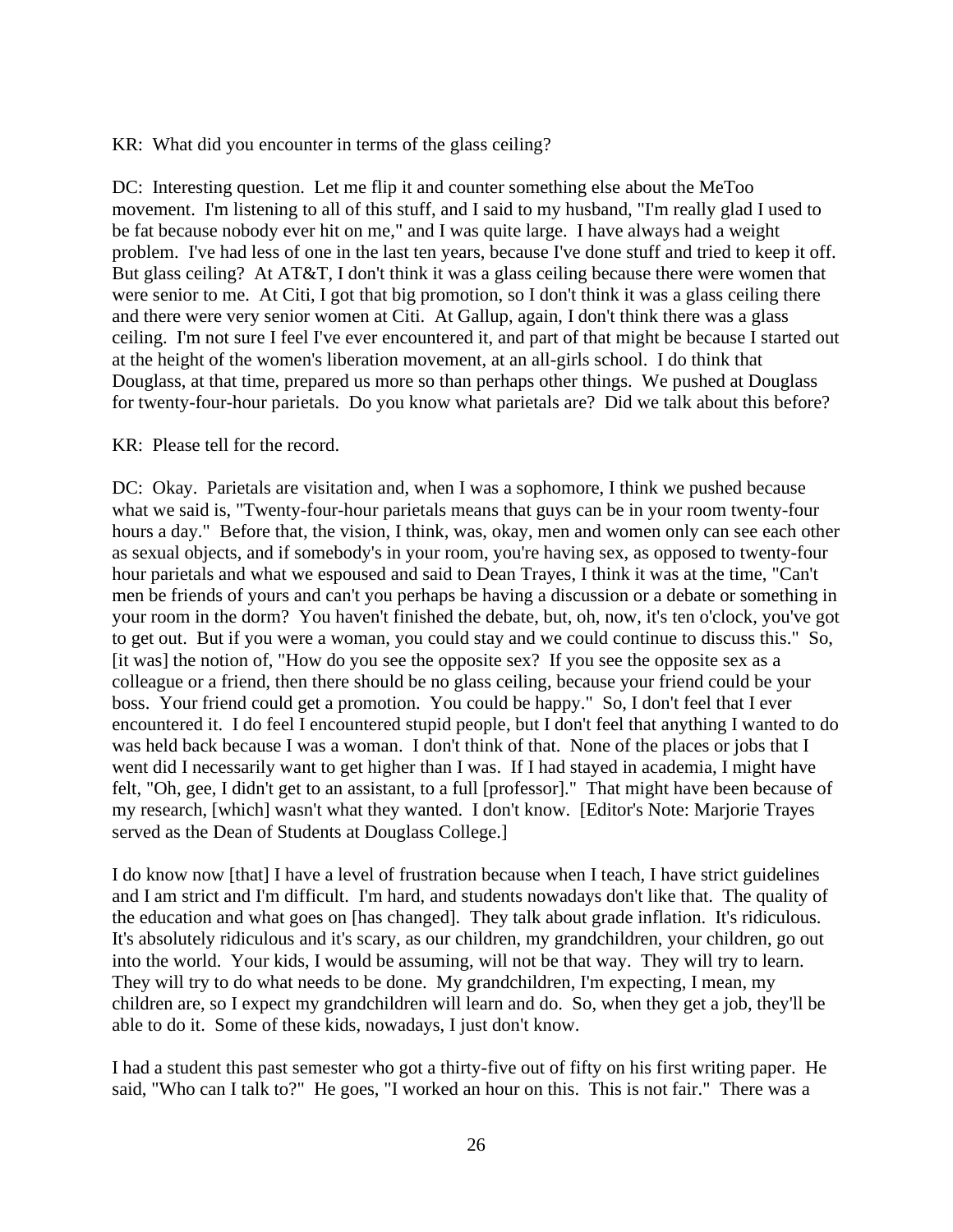KR: What did you encounter in terms of the glass ceiling?

DC: Interesting question. Let me flip it and counter something else about the MeToo movement. I'm listening to all of this stuff, and I said to my husband, "I'm really glad I used to be fat because nobody ever hit on me," and I was quite large. I have always had a weight problem. I've had less of one in the last ten years, because I've done stuff and tried to keep it off. But glass ceiling? At AT&T, I don't think it was a glass ceiling because there were women that were senior to me. At Citi, I got that big promotion, so I don't think it was a glass ceiling there and there were very senior women at Citi. At Gallup, again, I don't think there was a glass ceiling. I'm not sure I feel I've ever encountered it, and part of that might be because I started out at the height of the women's liberation movement, at an all-girls school. I do think that Douglass, at that time, prepared us more so than perhaps other things. We pushed at Douglass for twenty-four-hour parietals. Do you know what parietals are? Did we talk about this before?

KR: Please tell for the record.

DC: Okay. Parietals are visitation and, when I was a sophomore, I think we pushed because what we said is, "Twenty-four-hour parietals means that guys can be in your room twenty-four hours a day." Before that, the vision, I think, was, okay, men and women only can see each other as sexual objects, and if somebody's in your room, you're having sex, as opposed to twenty-four hour parietals and what we espoused and said to Dean Trayes, I think it was at the time, "Can't men be friends of yours and can't you perhaps be having a discussion or a debate or something in your room in the dorm? You haven't finished the debate, but, oh, now, it's ten o'clock, you've got to get out. But if you were a woman, you could stay and we could continue to discuss this." So, [it was] the notion of, "How do you see the opposite sex? If you see the opposite sex as a colleague or a friend, then there should be no glass ceiling, because your friend could be your boss. Your friend could get a promotion. You could be happy." So, I don't feel that I ever encountered it. I do feel I encountered stupid people, but I don't feel that anything I wanted to do was held back because I was a woman. I don't think of that. None of the places or jobs that I went did I necessarily want to get higher than I was. If I had stayed in academia, I might have felt, "Oh, gee, I didn't get to an assistant, to a full [professor]." That might have been because of my research, [which] wasn't what they wanted. I don't know. [Editor's Note: Marjorie Trayes served as the Dean of Students at Douglass College.]

I do know now [that] I have a level of frustration because when I teach, I have strict guidelines and I am strict and I'm difficult. I'm hard, and students nowadays don't like that. The quality of the education and what goes on [has changed]. They talk about grade inflation. It's ridiculous. It's absolutely ridiculous and it's scary, as our children, my grandchildren, your children, go out into the world. Your kids, I would be assuming, will not be that way. They will try to learn. They will try to do what needs to be done. My grandchildren, I'm expecting, I mean, my children are, so I expect my grandchildren will learn and do. So, when they get a job, they'll be able to do it. Some of these kids, nowadays, I just don't know.

I had a student this past semester who got a thirty-five out of fifty on his first writing paper. He said, "Who can I talk to?" He goes, "I worked an hour on this. This is not fair." There was a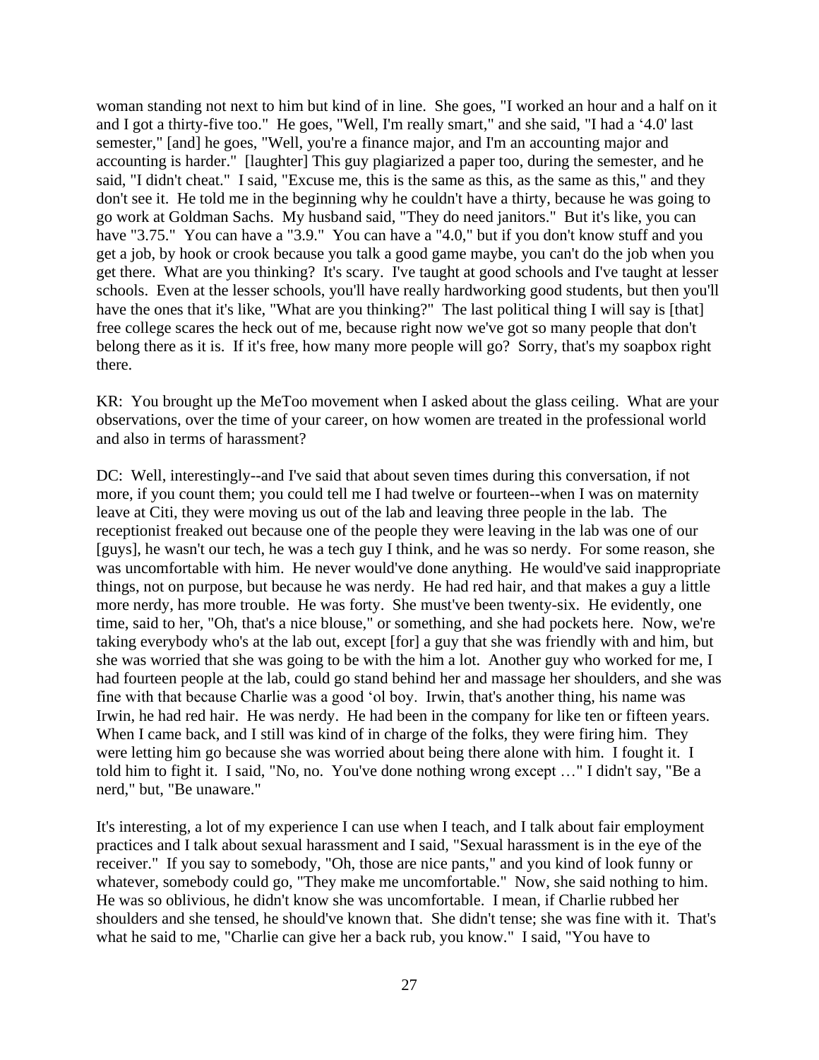woman standing not next to him but kind of in line. She goes, "I worked an hour and a half on it and I got a thirty-five too." He goes, "Well, I'm really smart," and she said, "I had a '4.0' last semester," [and] he goes, "Well, you're a finance major, and I'm an accounting major and accounting is harder." [laughter] This guy plagiarized a paper too, during the semester, and he said, "I didn't cheat." I said, "Excuse me, this is the same as this, as the same as this," and they don't see it. He told me in the beginning why he couldn't have a thirty, because he was going to go work at Goldman Sachs. My husband said, "They do need janitors." But it's like, you can have "3.75." You can have a "3.9." You can have a "4.0," but if you don't know stuff and you get a job, by hook or crook because you talk a good game maybe, you can't do the job when you get there. What are you thinking? It's scary. I've taught at good schools and I've taught at lesser schools. Even at the lesser schools, you'll have really hardworking good students, but then you'll have the ones that it's like, "What are you thinking?" The last political thing I will say is [that] free college scares the heck out of me, because right now we've got so many people that don't belong there as it is. If it's free, how many more people will go? Sorry, that's my soapbox right there.

KR: You brought up the MeToo movement when I asked about the glass ceiling. What are your observations, over the time of your career, on how women are treated in the professional world and also in terms of harassment?

DC: Well, interestingly--and I've said that about seven times during this conversation, if not more, if you count them; you could tell me I had twelve or fourteen--when I was on maternity leave at Citi, they were moving us out of the lab and leaving three people in the lab. The receptionist freaked out because one of the people they were leaving in the lab was one of our [guys], he wasn't our tech, he was a tech guy I think, and he was so nerdy. For some reason, she was uncomfortable with him. He never would've done anything. He would've said inappropriate things, not on purpose, but because he was nerdy. He had red hair, and that makes a guy a little more nerdy, has more trouble. He was forty. She must've been twenty-six. He evidently, one time, said to her, "Oh, that's a nice blouse," or something, and she had pockets here. Now, we're taking everybody who's at the lab out, except [for] a guy that she was friendly with and him, but she was worried that she was going to be with the him a lot. Another guy who worked for me, I had fourteen people at the lab, could go stand behind her and massage her shoulders, and she was fine with that because Charlie was a good 'ol boy. Irwin, that's another thing, his name was Irwin, he had red hair. He was nerdy. He had been in the company for like ten or fifteen years. When I came back, and I still was kind of in charge of the folks, they were firing him. They were letting him go because she was worried about being there alone with him. I fought it. I told him to fight it. I said, "No, no. You've done nothing wrong except …" I didn't say, "Be a nerd," but, "Be unaware."

It's interesting, a lot of my experience I can use when I teach, and I talk about fair employment practices and I talk about sexual harassment and I said, "Sexual harassment is in the eye of the receiver." If you say to somebody, "Oh, those are nice pants," and you kind of look funny or whatever, somebody could go, "They make me uncomfortable." Now, she said nothing to him. He was so oblivious, he didn't know she was uncomfortable. I mean, if Charlie rubbed her shoulders and she tensed, he should've known that. She didn't tense; she was fine with it. That's what he said to me, "Charlie can give her a back rub, you know." I said, "You have to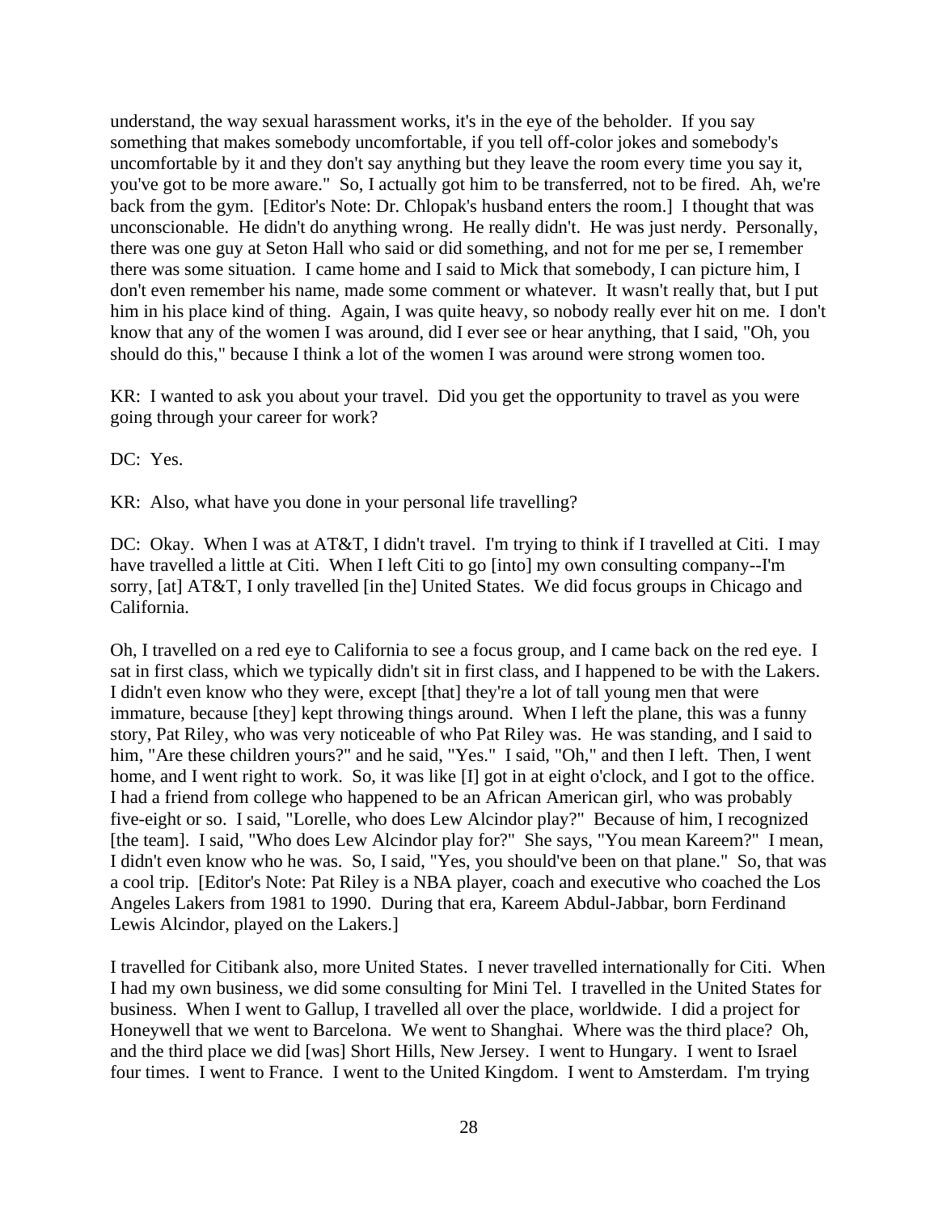understand, the way sexual harassment works, it's in the eye of the beholder. If you say something that makes somebody uncomfortable, if you tell off-color jokes and somebody's uncomfortable by it and they don't say anything but they leave the room every time you say it, you've got to be more aware." So, I actually got him to be transferred, not to be fired. Ah, we're back from the gym. [Editor's Note: Dr. Chlopak's husband enters the room.] I thought that was unconscionable. He didn't do anything wrong. He really didn't. He was just nerdy. Personally, there was one guy at Seton Hall who said or did something, and not for me per se, I remember there was some situation. I came home and I said to Mick that somebody, I can picture him, I don't even remember his name, made some comment or whatever. It wasn't really that, but I put him in his place kind of thing. Again, I was quite heavy, so nobody really ever hit on me. I don't know that any of the women I was around, did I ever see or hear anything, that I said, "Oh, you should do this," because I think a lot of the women I was around were strong women too.

KR: I wanted to ask you about your travel. Did you get the opportunity to travel as you were going through your career for work?

DC: Yes.

KR: Also, what have you done in your personal life travelling?

DC: Okay. When I was at AT&T, I didn't travel. I'm trying to think if I travelled at Citi. I may have travelled a little at Citi. When I left Citi to go [into] my own consulting company--I'm sorry, [at] AT&T, I only travelled [in the] United States. We did focus groups in Chicago and California.

Oh, I travelled on a red eye to California to see a focus group, and I came back on the red eye. I sat in first class, which we typically didn't sit in first class, and I happened to be with the Lakers. I didn't even know who they were, except [that] they're a lot of tall young men that were immature, because [they] kept throwing things around. When I left the plane, this was a funny story, Pat Riley, who was very noticeable of who Pat Riley was. He was standing, and I said to him, "Are these children yours?" and he said, "Yes." I said, "Oh," and then I left. Then, I went home, and I went right to work. So, it was like [I] got in at eight o'clock, and I got to the office. I had a friend from college who happened to be an African American girl, who was probably five-eight or so. I said, "Lorelle, who does Lew Alcindor play?" Because of him, I recognized [the team]. I said, "Who does Lew Alcindor play for?" She says, "You mean Kareem?" I mean, I didn't even know who he was. So, I said, "Yes, you should've been on that plane." So, that was a cool trip. [Editor's Note: Pat Riley is a NBA player, coach and executive who coached the Los Angeles Lakers from 1981 to 1990. During that era, Kareem Abdul-Jabbar, born Ferdinand Lewis Alcindor, played on the Lakers.]

I travelled for Citibank also, more United States. I never travelled internationally for Citi. When I had my own business, we did some consulting for Mini Tel. I travelled in the United States for business. When I went to Gallup, I travelled all over the place, worldwide. I did a project for Honeywell that we went to Barcelona. We went to Shanghai. Where was the third place? Oh, and the third place we did [was] Short Hills, New Jersey. I went to Hungary. I went to Israel four times. I went to France. I went to the United Kingdom. I went to Amsterdam. I'm trying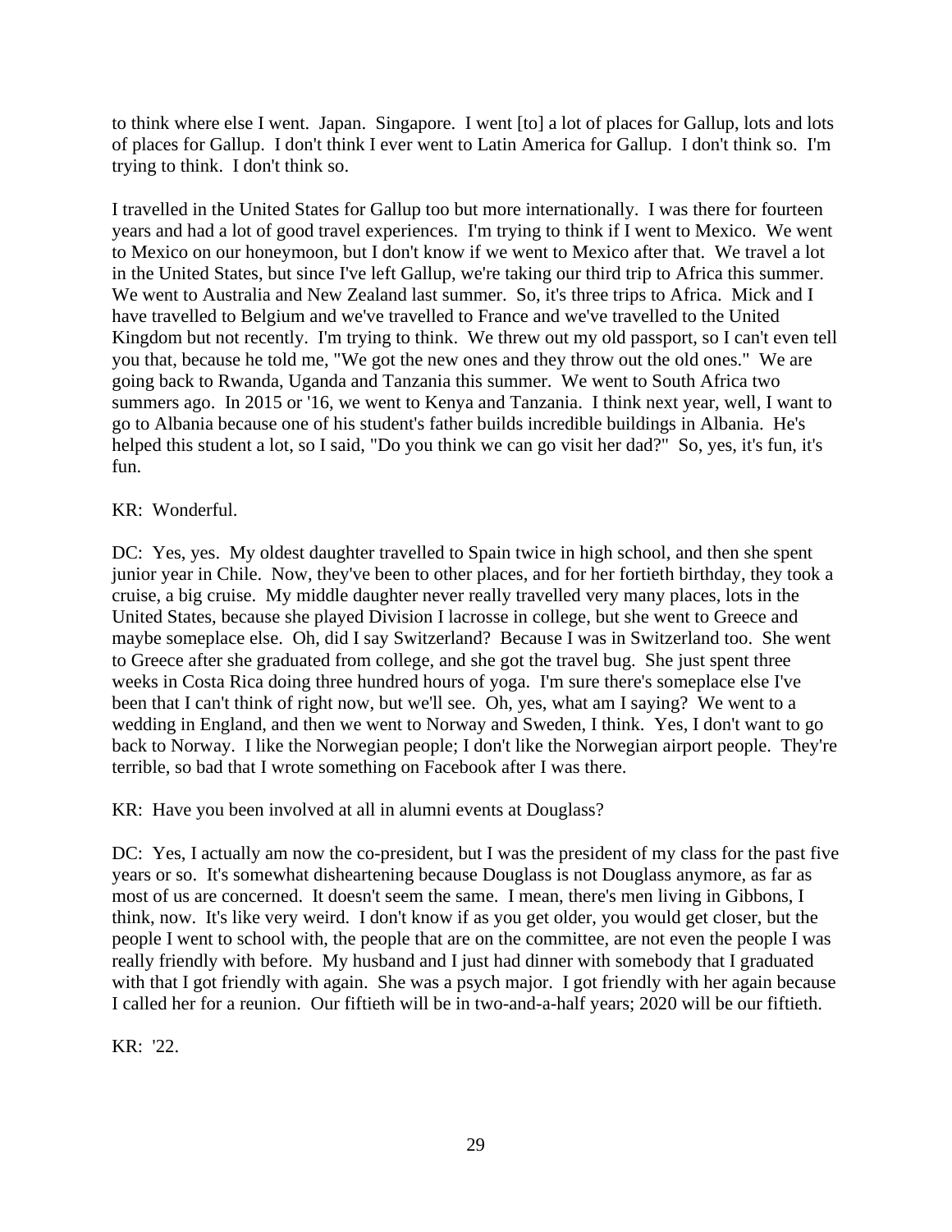to think where else I went. Japan. Singapore. I went [to] a lot of places for Gallup, lots and lots of places for Gallup. I don't think I ever went to Latin America for Gallup. I don't think so. I'm trying to think. I don't think so.

I travelled in the United States for Gallup too but more internationally. I was there for fourteen years and had a lot of good travel experiences. I'm trying to think if I went to Mexico. We went to Mexico on our honeymoon, but I don't know if we went to Mexico after that. We travel a lot in the United States, but since I've left Gallup, we're taking our third trip to Africa this summer. We went to Australia and New Zealand last summer. So, it's three trips to Africa. Mick and I have travelled to Belgium and we've travelled to France and we've travelled to the United Kingdom but not recently. I'm trying to think. We threw out my old passport, so I can't even tell you that, because he told me, "We got the new ones and they throw out the old ones." We are going back to Rwanda, Uganda and Tanzania this summer. We went to South Africa two summers ago. In 2015 or '16, we went to Kenya and Tanzania. I think next year, well, I want to go to Albania because one of his student's father builds incredible buildings in Albania. He's helped this student a lot, so I said, "Do you think we can go visit her dad?" So, yes, it's fun, it's fun.

KR: Wonderful.

DC: Yes, yes. My oldest daughter travelled to Spain twice in high school, and then she spent junior year in Chile. Now, they've been to other places, and for her fortieth birthday, they took a cruise, a big cruise. My middle daughter never really travelled very many places, lots in the United States, because she played Division I lacrosse in college, but she went to Greece and maybe someplace else. Oh, did I say Switzerland? Because I was in Switzerland too. She went to Greece after she graduated from college, and she got the travel bug. She just spent three weeks in Costa Rica doing three hundred hours of yoga. I'm sure there's someplace else I've been that I can't think of right now, but we'll see. Oh, yes, what am I saying? We went to a wedding in England, and then we went to Norway and Sweden, I think. Yes, I don't want to go back to Norway. I like the Norwegian people; I don't like the Norwegian airport people. They're terrible, so bad that I wrote something on Facebook after I was there.

KR: Have you been involved at all in alumni events at Douglass?

DC: Yes, I actually am now the co-president, but I was the president of my class for the past five years or so. It's somewhat disheartening because Douglass is not Douglass anymore, as far as most of us are concerned. It doesn't seem the same. I mean, there's men living in Gibbons, I think, now. It's like very weird. I don't know if as you get older, you would get closer, but the people I went to school with, the people that are on the committee, are not even the people I was really friendly with before. My husband and I just had dinner with somebody that I graduated with that I got friendly with again. She was a psych major. I got friendly with her again because I called her for a reunion. Our fiftieth will be in two-and-a-half years; 2020 will be our fiftieth.

KR: '22.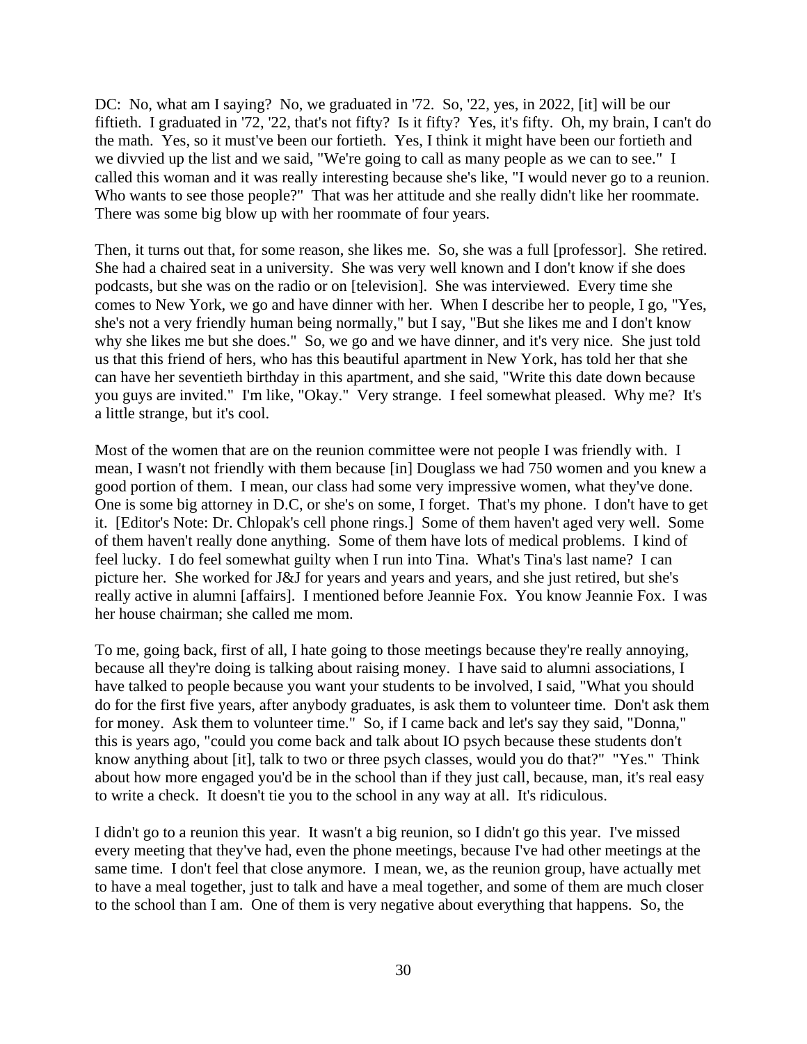DC: No, what am I saying? No, we graduated in '72. So, '22, yes, in 2022, [it] will be our fiftieth. I graduated in '72, '22, that's not fifty? Is it fifty? Yes, it's fifty. Oh, my brain, I can't do the math. Yes, so it must've been our fortieth. Yes, I think it might have been our fortieth and we divvied up the list and we said, "We're going to call as many people as we can to see." I called this woman and it was really interesting because she's like, "I would never go to a reunion. Who wants to see those people?" That was her attitude and she really didn't like her roommate. There was some big blow up with her roommate of four years.

Then, it turns out that, for some reason, she likes me. So, she was a full [professor]. She retired. She had a chaired seat in a university. She was very well known and I don't know if she does podcasts, but she was on the radio or on [television]. She was interviewed. Every time she comes to New York, we go and have dinner with her. When I describe her to people, I go, "Yes, she's not a very friendly human being normally," but I say, "But she likes me and I don't know why she likes me but she does." So, we go and we have dinner, and it's very nice. She just told us that this friend of hers, who has this beautiful apartment in New York, has told her that she can have her seventieth birthday in this apartment, and she said, "Write this date down because you guys are invited." I'm like, "Okay." Very strange. I feel somewhat pleased. Why me? It's a little strange, but it's cool.

Most of the women that are on the reunion committee were not people I was friendly with. I mean, I wasn't not friendly with them because [in] Douglass we had 750 women and you knew a good portion of them. I mean, our class had some very impressive women, what they've done. One is some big attorney in D.C, or she's on some, I forget. That's my phone. I don't have to get it. [Editor's Note: Dr. Chlopak's cell phone rings.] Some of them haven't aged very well. Some of them haven't really done anything. Some of them have lots of medical problems. I kind of feel lucky. I do feel somewhat guilty when I run into Tina. What's Tina's last name? I can picture her. She worked for J&J for years and years and years, and she just retired, but she's really active in alumni [affairs]. I mentioned before Jeannie Fox. You know Jeannie Fox. I was her house chairman; she called me mom.

To me, going back, first of all, I hate going to those meetings because they're really annoying, because all they're doing is talking about raising money. I have said to alumni associations, I have talked to people because you want your students to be involved, I said, "What you should do for the first five years, after anybody graduates, is ask them to volunteer time. Don't ask them for money. Ask them to volunteer time." So, if I came back and let's say they said, "Donna," this is years ago, "could you come back and talk about IO psych because these students don't know anything about [it], talk to two or three psych classes, would you do that?" "Yes." Think about how more engaged you'd be in the school than if they just call, because, man, it's real easy to write a check. It doesn't tie you to the school in any way at all. It's ridiculous.

I didn't go to a reunion this year. It wasn't a big reunion, so I didn't go this year. I've missed every meeting that they've had, even the phone meetings, because I've had other meetings at the same time. I don't feel that close anymore. I mean, we, as the reunion group, have actually met to have a meal together, just to talk and have a meal together, and some of them are much closer to the school than I am. One of them is very negative about everything that happens. So, the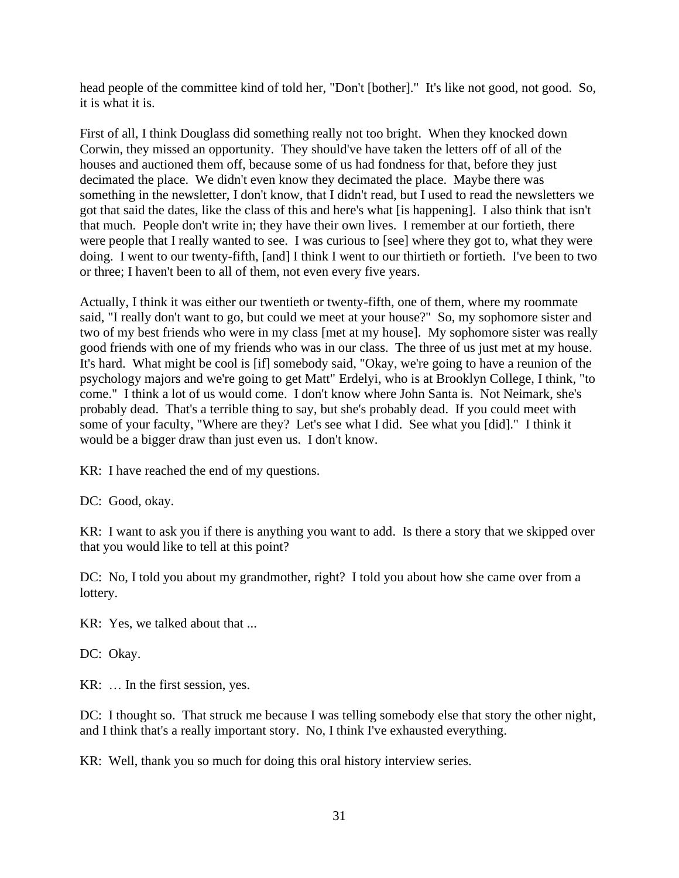head people of the committee kind of told her, "Don't [bother]." It's like not good, not good. So, it is what it is.

First of all, I think Douglass did something really not too bright. When they knocked down Corwin, they missed an opportunity. They should've have taken the letters off of all of the houses and auctioned them off, because some of us had fondness for that, before they just decimated the place. We didn't even know they decimated the place. Maybe there was something in the newsletter, I don't know, that I didn't read, but I used to read the newsletters we got that said the dates, like the class of this and here's what [is happening]. I also think that isn't that much. People don't write in; they have their own lives. I remember at our fortieth, there were people that I really wanted to see. I was curious to [see] where they got to, what they were doing. I went to our twenty-fifth, [and] I think I went to our thirtieth or fortieth. I've been to two or three; I haven't been to all of them, not even every five years.

Actually, I think it was either our twentieth or twenty-fifth, one of them, where my roommate said, "I really don't want to go, but could we meet at your house?" So, my sophomore sister and two of my best friends who were in my class [met at my house]. My sophomore sister was really good friends with one of my friends who was in our class. The three of us just met at my house. It's hard. What might be cool is [if] somebody said, "Okay, we're going to have a reunion of the psychology majors and we're going to get Matt" Erdelyi, who is at Brooklyn College, I think, "to come." I think a lot of us would come. I don't know where John Santa is. Not Neimark, she's probably dead. That's a terrible thing to say, but she's probably dead. If you could meet with some of your faculty, "Where are they? Let's see what I did. See what you [did]." I think it would be a bigger draw than just even us. I don't know.

KR: I have reached the end of my questions.

DC: Good, okay.

KR: I want to ask you if there is anything you want to add. Is there a story that we skipped over that you would like to tell at this point?

DC: No, I told you about my grandmother, right? I told you about how she came over from a lottery.

KR: Yes, we talked about that ...

DC: Okay.

KR: … In the first session, yes.

DC: I thought so. That struck me because I was telling somebody else that story the other night, and I think that's a really important story. No, I think I've exhausted everything.

KR: Well, thank you so much for doing this oral history interview series.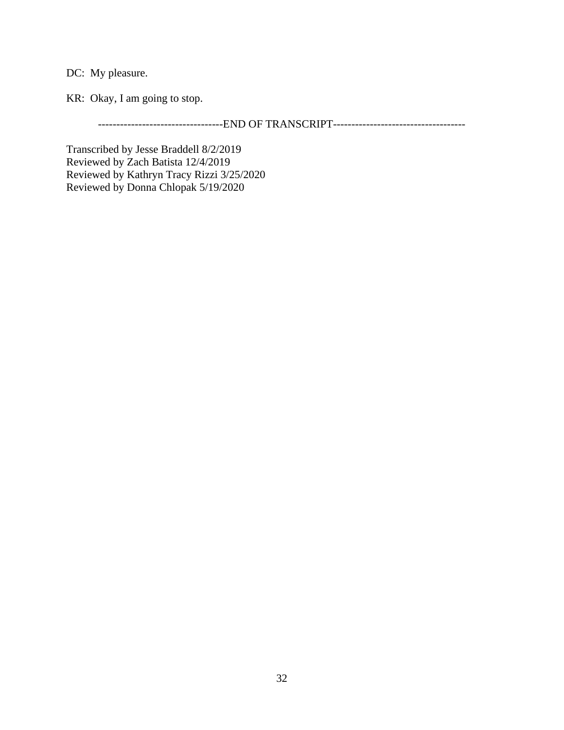DC: My pleasure.

KR: Okay, I am going to stop.

---------------------------------END OF TRANSCRIPT-----------------------------------

Transcribed by Jesse Braddell 8/2/2019
Reviewed by Zach Batista 12/4/2019
Reviewed by Kathryn Tracy Rizzi 3/25/2020
Reviewed by Donna Chlopak 5/19/2020